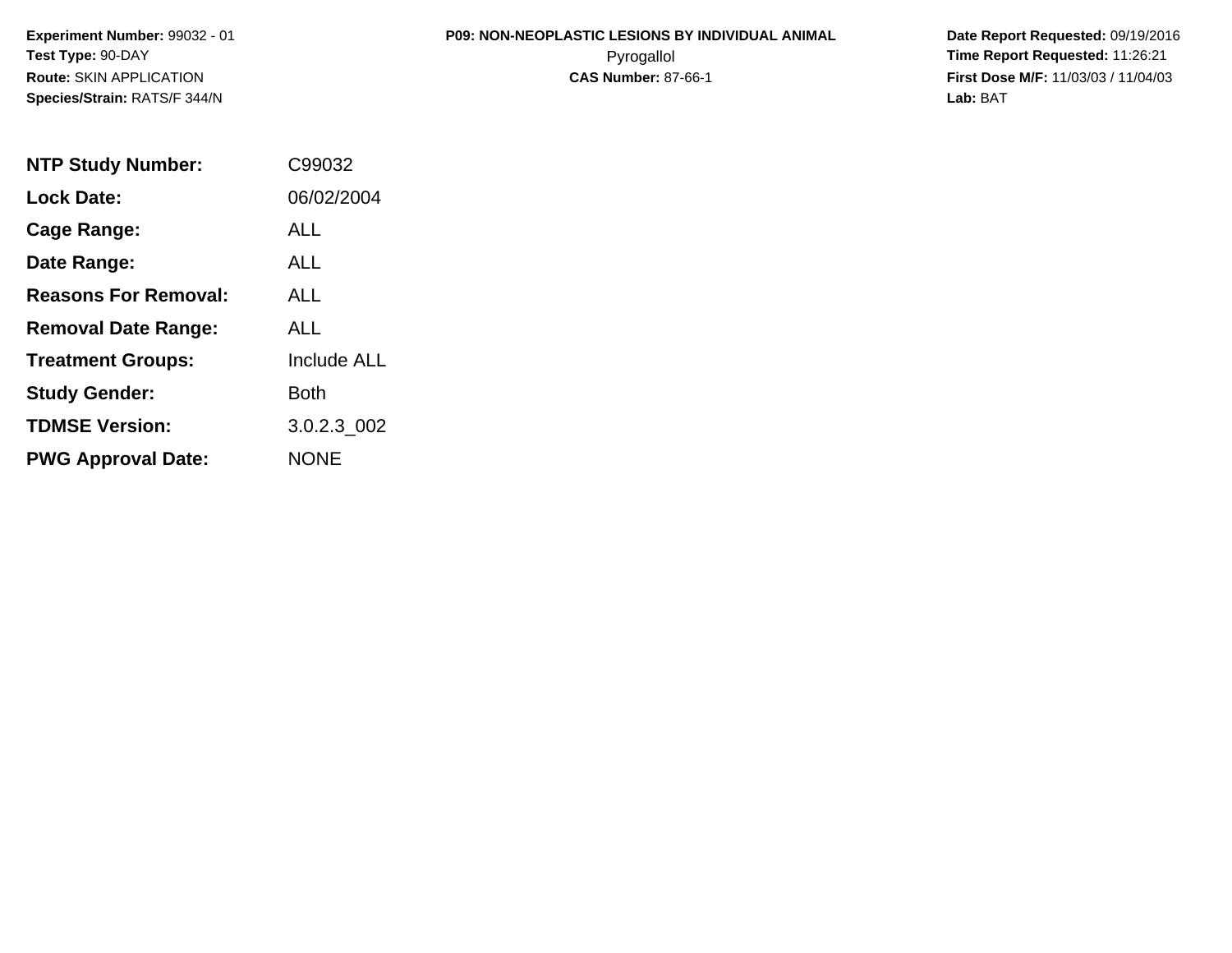**Experiment Number:** 99032 - 01
**Test Type:** 90-DAY
**Route:** SKIN APPLICATION
**Species/Strain:** RATS/F 344/N

**P09: NON-NEOPLASTIC LESIONS BY INDIVIDUAL ANIMAL**
Pyrogallol
**CAS Number:** 87-66-1

**Date Report Requested:** 09/19/2016
**Time Report Requested:** 11:26:21
**First Dose M/F:** 11/03/03 / 11/04/03
**Lab:** BAT

| | |
|---|---|
| **NTP Study Number:** | C99032 |
| **Lock Date:** | 06/02/2004 |
| **Cage Range:** | ALL |
| **Date Range:** | ALL |
| **Reasons For Removal:** | ALL |
| **Removal Date Range:** | ALL |
| **Treatment Groups:** | Include ALL |
| **Study Gender:** | Both |
| **TDMSE Version:** | 3.0.2.3_002 |
| **PWG Approval Date:** | NONE |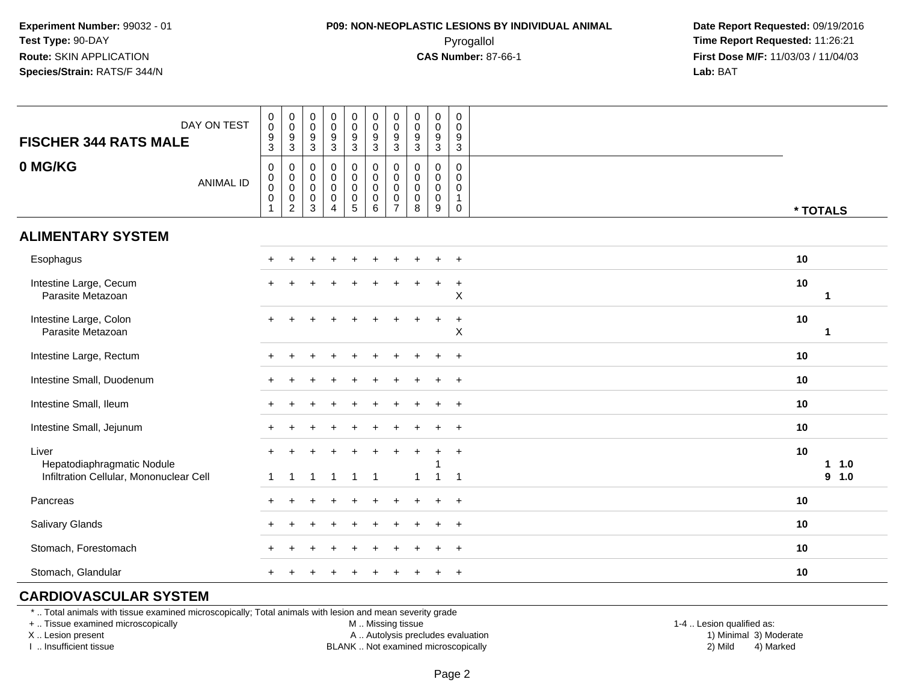**Experiment Number:** 99032 - 01
**Test Type:** 90-DAY
**Route:** SKIN APPLICATION
**Species/Strain:** RATS/F 344/N

**P09: NON-NEOPLASTIC LESIONS BY INDIVIDUAL ANIMAL**
Pyrogallol
**CAS Number:** 87-66-1

**Date Report Requested:** 09/19/2016
**Time Report Requested:** 11:26:21
**First Dose M/F:** 11/03/03 / 11/04/03
**Lab:** BAT

| FISCHER 344 RATS MALE — DAY ON TEST | 0093 | 0093 | 0093 | 0093 | 0093 | 0093 | 0093 | 0093 | 0093 | 0093 | |
|---|---|---|---|---|---|---|---|---|---|---|---|
| **0 MG/KG** — ANIMAL ID | 00001 | 00002 | 00003 | 00004 | 00005 | 00006 | 00007 | 00008 | 00009 | 00010 | * TOTALS |
| **ALIMENTARY SYSTEM** | | | | | | | | | | | |
| Esophagus | + | + | + | + | + | + | + | + | + | + | 10 |
| Intestine Large, Cecum | + | + | + | + | + | + | + | + | + | + | 10 |
| Parasite Metazoan | | | | | | | | | | X | 1 |
| Intestine Large, Colon | + | + | + | + | + | + | + | + | + | + | 10 |
| Parasite Metazoan | | | | | | | | | | X | 1 |
| Intestine Large, Rectum | + | + | + | + | + | + | + | + | + | + | 10 |
| Intestine Small, Duodenum | + | + | + | + | + | + | + | + | + | + | 10 |
| Intestine Small, Ileum | + | + | + | + | + | + | + | + | + | + | 10 |
| Intestine Small, Jejunum | + | + | + | + | + | + | + | + | + | + | 10 |
| Liver | + | + | + | + | + | + | + | + | + | + | 10 |
| Hepatodiaphragmatic Nodule | | | | | | | | | 1 | | 1 1.0 |
| Infiltration Cellular, Mononuclear Cell | 1 | 1 | 1 | 1 | 1 | 1 | | 1 | 1 | 1 | 9 1.0 |
| Pancreas | + | + | + | + | + | + | + | + | + | + | 10 |
| Salivary Glands | + | + | + | + | + | + | + | + | + | + | 10 |
| Stomach, Forestomach | + | + | + | + | + | + | + | + | + | + | 10 |
| Stomach, Glandular | + | + | + | + | + | + | + | + | + | + | 10 |

**CARDIOVASCULAR SYSTEM**

* .. Total animals with tissue examined microscopically; Total animals with lesion and mean severity grade
+ .. Tissue examined microscopically
X .. Lesion present
I .. Insufficient tissue
M .. Missing tissue
A .. Autolysis precludes evaluation
BLANK .. Not examined microscopically
1-4 .. Lesion qualified as: 1) Minimal 2) Mild 3) Moderate 4) Marked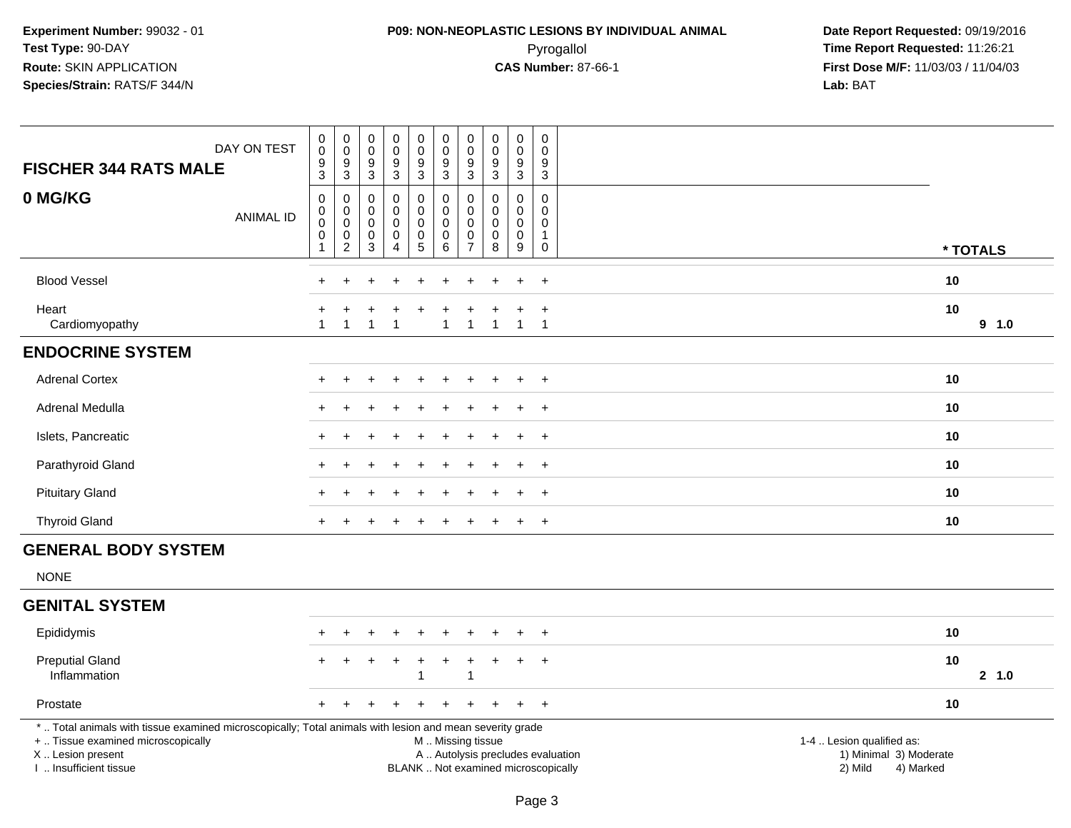**Experiment Number:** 99032 - 01
**Test Type:** 90-DAY
**Route:** SKIN APPLICATION
**Species/Strain:** RATS/F 344/N

**P09: NON-NEOPLASTIC LESIONS BY INDIVIDUAL ANIMAL**
Pyrogallol
**CAS Number:** 87-66-1

**Date Report Requested:** 09/19/2016
**Time Report Requested:** 11:26:21
**First Dose M/F:** 11/03/03 / 11/04/03
**Lab:** BAT

## FISCHER 344 RATS MALE

## 0 MG/KG

| DAY ON TEST | 0093 | 0093 | 0093 | 0093 | 0093 | 0093 | 0093 | 0093 | 0093 | 0093 | |
|---|---|---|---|---|---|---|---|---|---|---|---|
| ANIMAL ID | 00001 | 00002 | 00003 | 00004 | 00005 | 00006 | 00007 | 00008 | 00009 | 00010 | * TOTALS |
| Blood Vessel | + | + | + | + | + | + | + | + | + | + | 10 |
| Heart | + | + | + | + | + | + | + | + | + | + | 10 |
| Cardiomyopathy | 1 | 1 | 1 | 1 | | 1 | 1 | 1 | 1 | 1 | 9 1.0 |
| **ENDOCRINE SYSTEM** | | | | | | | | | | | |
| Adrenal Cortex | + | + | + | + | + | + | + | + | + | + | 10 |
| Adrenal Medulla | + | + | + | + | + | + | + | + | + | + | 10 |
| Islets, Pancreatic | + | + | + | + | + | + | + | + | + | + | 10 |
| Parathyroid Gland | + | + | + | + | + | + | + | + | + | + | 10 |
| Pituitary Gland | + | + | + | + | + | + | + | + | + | + | 10 |
| Thyroid Gland | + | + | + | + | + | + | + | + | + | + | 10 |
| **GENERAL BODY SYSTEM** | | | | | | | | | | | |
| NONE | | | | | | | | | | | |
| **GENITAL SYSTEM** | | | | | | | | | | | |
| Epididymis | + | + | + | + | + | + | + | + | + | + | 10 |
| Preputial Gland | + | + | + | + | + | + | + | + | + | + | 10 |
| Inflammation | | | | | 1 | | 1 | | | | 2 1.0 |
| Prostate | + | + | + | + | + | + | + | + | + | + | 10 |

* .. Total animals with tissue examined microscopically; Total animals with lesion and mean severity grade
+ .. Tissue examined microscopically
X .. Lesion present
I .. Insufficient tissue

M .. Missing tissue
A .. Autolysis precludes evaluation
BLANK .. Not examined microscopically

1-4 .. Lesion qualified as:
1) Minimal 3) Moderate
2) Mild 4) Marked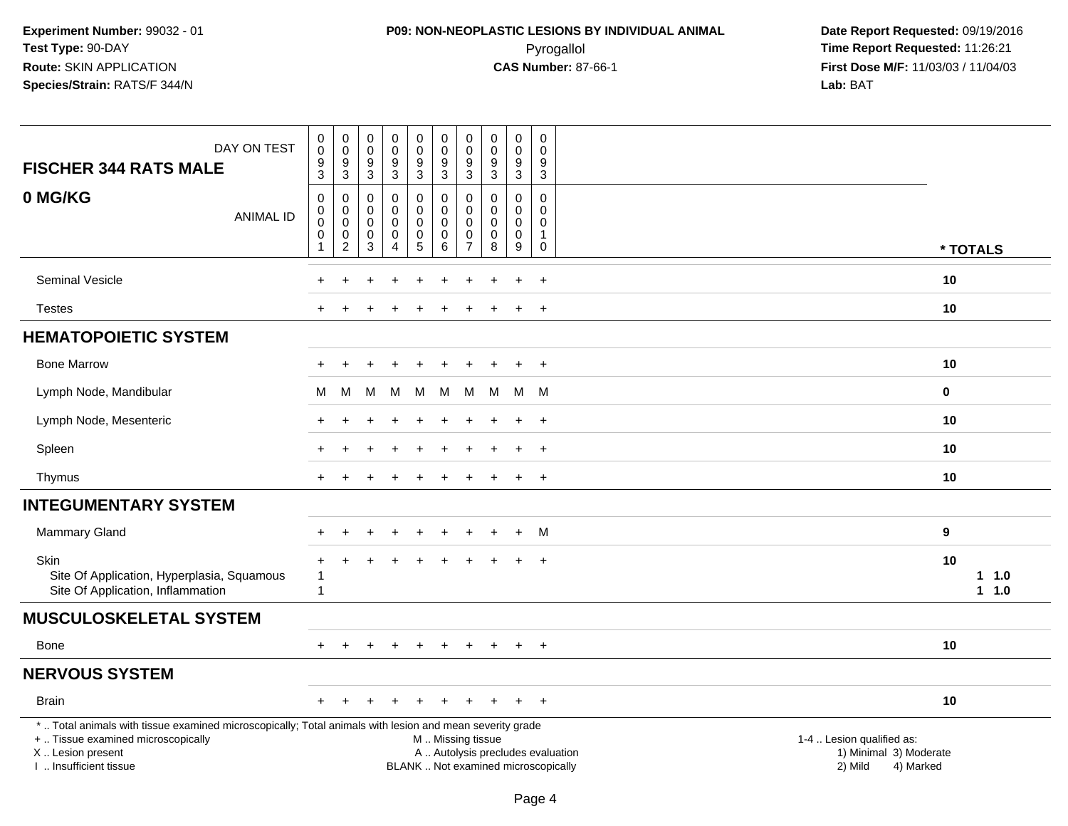**Experiment Number:** 99032 - 01
**Test Type:** 90-DAY
**Route:** SKIN APPLICATION
**Species/Strain:** RATS/F 344/N

**P09: NON-NEOPLASTIC LESIONS BY INDIVIDUAL ANIMAL**
Pyrogallol
**CAS Number:** 87-66-1

**Date Report Requested:** 09/19/2016
**Time Report Requested:** 11:26:21
**First Dose M/F:** 11/03/03 / 11/04/03
**Lab:** BAT

| FISCHER 344 RATS MALE / 0 MG/KG | DAY ON TEST: 0093 | 0093 | 0093 | 0093 | 0093 | 0093 | 0093 | 0093 | 0093 | 0093 | |
|---|---|---|---|---|---|---|---|---|---|---|---|
| | ANIMAL ID: 0001 | 0002 | 0003 | 0004 | 0005 | 0006 | 0007 | 0008 | 0009 | 0010 | * TOTALS |
| Seminal Vesicle | + | + | + | + | + | + | + | + | + | + | 10 |
| Testes | + | + | + | + | + | + | + | + | + | + | 10 |
| **HEMATOPOIETIC SYSTEM** | | | | | | | | | | | |
| Bone Marrow | + | + | + | + | + | + | + | + | + | + | 10 |
| Lymph Node, Mandibular | M | M | M | M | M | M | M | M | M | M | 0 |
| Lymph Node, Mesenteric | + | + | + | + | + | + | + | + | + | + | 10 |
| Spleen | + | + | + | + | + | + | + | + | + | + | 10 |
| Thymus | + | + | + | + | + | + | + | + | + | + | 10 |
| **INTEGUMENTARY SYSTEM** | | | | | | | | | | | |
| Mammary Gland | + | + | + | + | + | + | + | + | + | M | 9 |
| Skin | + | + | + | + | + | + | + | + | + | + | 10 |
| Site Of Application, Hyperplasia, Squamous | 1 | | | | | | | | | | 1 1.0 |
| Site Of Application, Inflammation | 1 | | | | | | | | | | 1 1.0 |
| **MUSCULOSKELETAL SYSTEM** | | | | | | | | | | | |
| Bone | + | + | + | + | + | + | + | + | + | + | 10 |
| **NERVOUS SYSTEM** | | | | | | | | | | | |
| Brain | + | + | + | + | + | + | + | + | + | + | 10 |

* .. Total animals with tissue examined microscopically; Total animals with lesion and mean severity grade
+ .. Tissue examined microscopically
X .. Lesion present
I .. Insufficient tissue

M .. Missing tissue
A .. Autolysis precludes evaluation
BLANK .. Not examined microscopically

1-4 .. Lesion qualified as:
1) Minimal 3) Moderate
2) Mild 4) Marked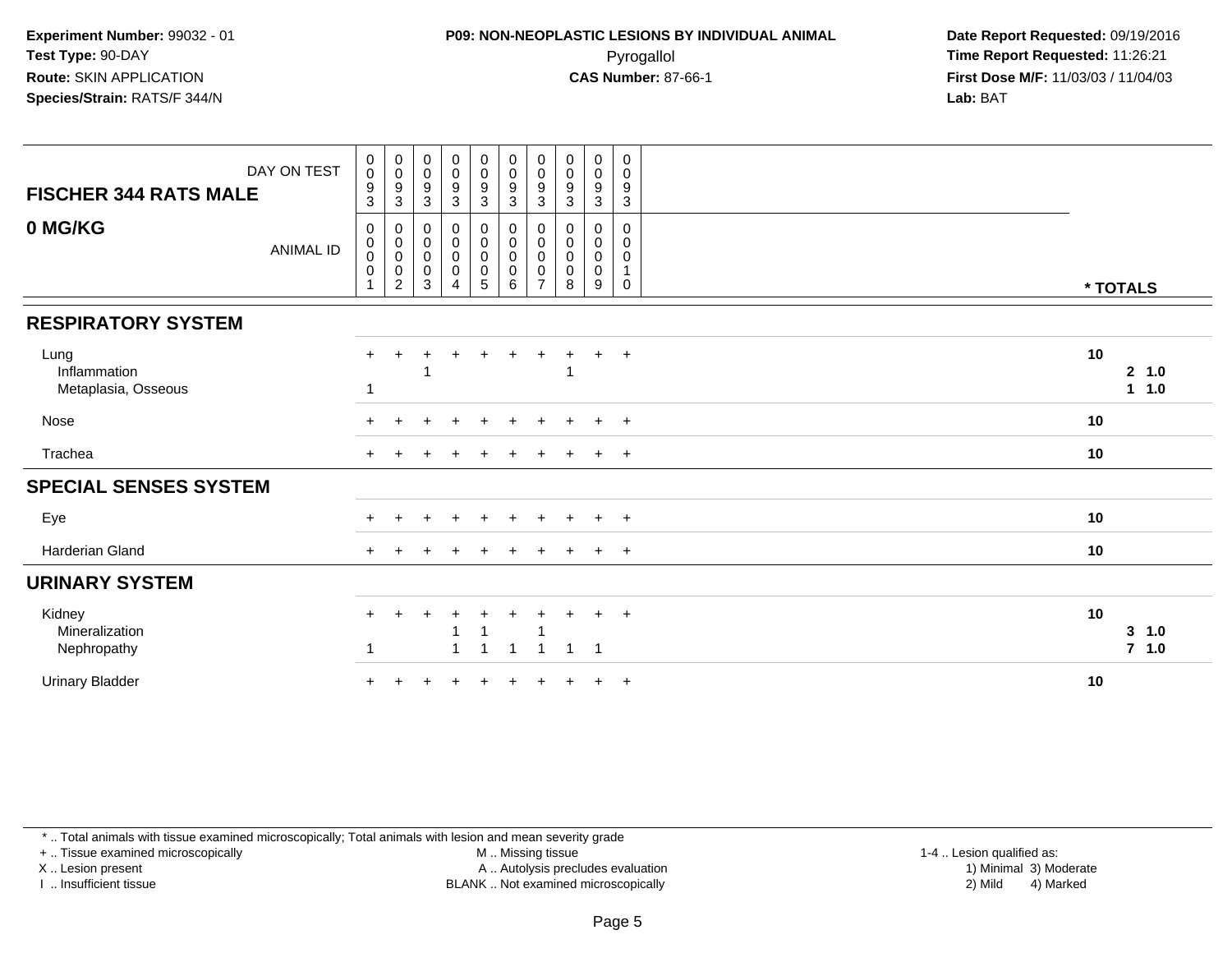**Experiment Number:** 99032 - 01
**Test Type:** 90-DAY
**Route:** SKIN APPLICATION
**Species/Strain:** RATS/F 344/N

**P09: NON-NEOPLASTIC LESIONS BY INDIVIDUAL ANIMAL**
Pyrogallol
**CAS Number:** 87-66-1

**Date Report Requested:** 09/19/2016
**Time Report Requested:** 11:26:21
**First Dose M/F:** 11/03/03 / 11/04/03
**Lab:** BAT

**FISCHER 344 RATS MALE**

**0 MG/KG**

| DAY ON TEST | 0093 | 0093 | 0093 | 0093 | 0093 | 0093 | 0093 | 0093 | 0093 | 0093 | |
|---|---|---|---|---|---|---|---|---|---|---|---|
| ANIMAL ID | 00001 | 00002 | 00003 | 00004 | 00005 | 00006 | 00007 | 00008 | 00009 | 00010 | * TOTALS |
| **RESPIRATORY SYSTEM** | | | | | | | | | | | |
| Lung | + | + | + | + | + | + | + | + | + | + | 10 |
| Inflammation | | | 1 | | | | | 1 | | | 2 1.0 |
| Metaplasia, Osseous | 1 | | | | | | | | | | 1 1.0 |
| Nose | + | + | + | + | + | + | + | + | + | + | 10 |
| Trachea | + | + | + | + | + | + | + | + | + | + | 10 |
| **SPECIAL SENSES SYSTEM** | | | | | | | | | | | |
| Eye | + | + | + | + | + | + | + | + | + | + | 10 |
| Harderian Gland | + | + | + | + | + | + | + | + | + | + | 10 |
| **URINARY SYSTEM** | | | | | | | | | | | |
| Kidney | + | + | + | + | + | + | + | + | + | + | 10 |
| Mineralization | | | | 1 | 1 | | 1 | | | | 3 1.0 |
| Nephropathy | 1 | | | 1 | 1 | 1 | 1 | 1 | 1 | | 7 1.0 |
| Urinary Bladder | + | + | + | + | + | + | + | + | + | + | 10 |

* .. Total animals with tissue examined microscopically; Total animals with lesion and mean severity grade
+ .. Tissue examined microscopically
X .. Lesion present
I .. Insufficient tissue
M .. Missing tissue
A .. Autolysis precludes evaluation
BLANK .. Not examined microscopically
1-4 .. Lesion qualified as:
1) Minimal 3) Moderate
2) Mild 4) Marked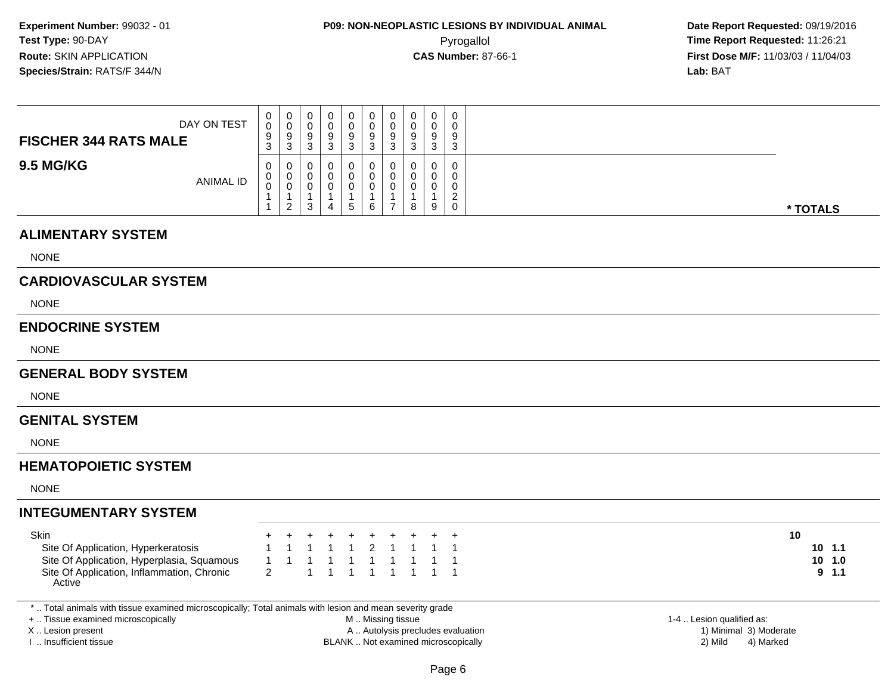**Experiment Number:** 99032 - 01
**Test Type:** 90-DAY
**Route:** SKIN APPLICATION
**Species/Strain:** RATS/F 344/N

**P09: NON-NEOPLASTIC LESIONS BY INDIVIDUAL ANIMAL**
Pyrogallol
**CAS Number:** 87-66-1

**Date Report Requested:** 09/19/2016
**Time Report Requested:** 11:26:21
**First Dose M/F:** 11/03/03 / 11/04/03
**Lab:** BAT

| **FISCHER 344 RATS MALE** DAY ON TEST | 0093 | 0093 | 0093 | 0093 | 0093 | 0093 | 0093 | 0093 | 0093 | 0093 | |
|---|---|---|---|---|---|---|---|---|---|---|---|
| **9.5 MG/KG** ANIMAL ID | 00011 | 00012 | 00013 | 00014 | 00015 | 00016 | 00017 | 00018 | 00019 | 00020 | *** TOTALS** |
| **ALIMENTARY SYSTEM** | | | | | | | | | | | |
| NONE | | | | | | | | | | | |
| **CARDIOVASCULAR SYSTEM** | | | | | | | | | | | |
| NONE | | | | | | | | | | | |
| **ENDOCRINE SYSTEM** | | | | | | | | | | | |
| NONE | | | | | | | | | | | |
| **GENERAL BODY SYSTEM** | | | | | | | | | | | |
| NONE | | | | | | | | | | | |
| **GENITAL SYSTEM** | | | | | | | | | | | |
| NONE | | | | | | | | | | | |
| **HEMATOPOIETIC SYSTEM** | | | | | | | | | | | |
| NONE | | | | | | | | | | | |
| **INTEGUMENTARY SYSTEM** | | | | | | | | | | | |
| Skin | + | + | + | + | + | + | + | + | + | + | 10 |
| Site Of Application, Hyperkeratosis | 1 | 1 | 1 | 1 | 1 | 2 | 1 | 1 | 1 | 1 | **10 1.1** |
| Site Of Application, Hyperplasia, Squamous | 1 | 1 | 1 | 1 | 1 | 1 | 1 | 1 | 1 | 1 | **10 1.0** |
| Site Of Application, Inflammation, Chronic Active | 2 | | 1 | 1 | 1 | 1 | 1 | 1 | 1 | 1 | **9 1.1** |

* .. Total animals with tissue examined microscopically; Total animals with lesion and mean severity grade
+ .. Tissue examined microscopically
X .. Lesion present
I .. Insufficient tissue

M .. Missing tissue
A .. Autolysis precludes evaluation
BLANK .. Not examined microscopically

1-4 .. Lesion qualified as:
1) Minimal 3) Moderate
2) Mild 4) Marked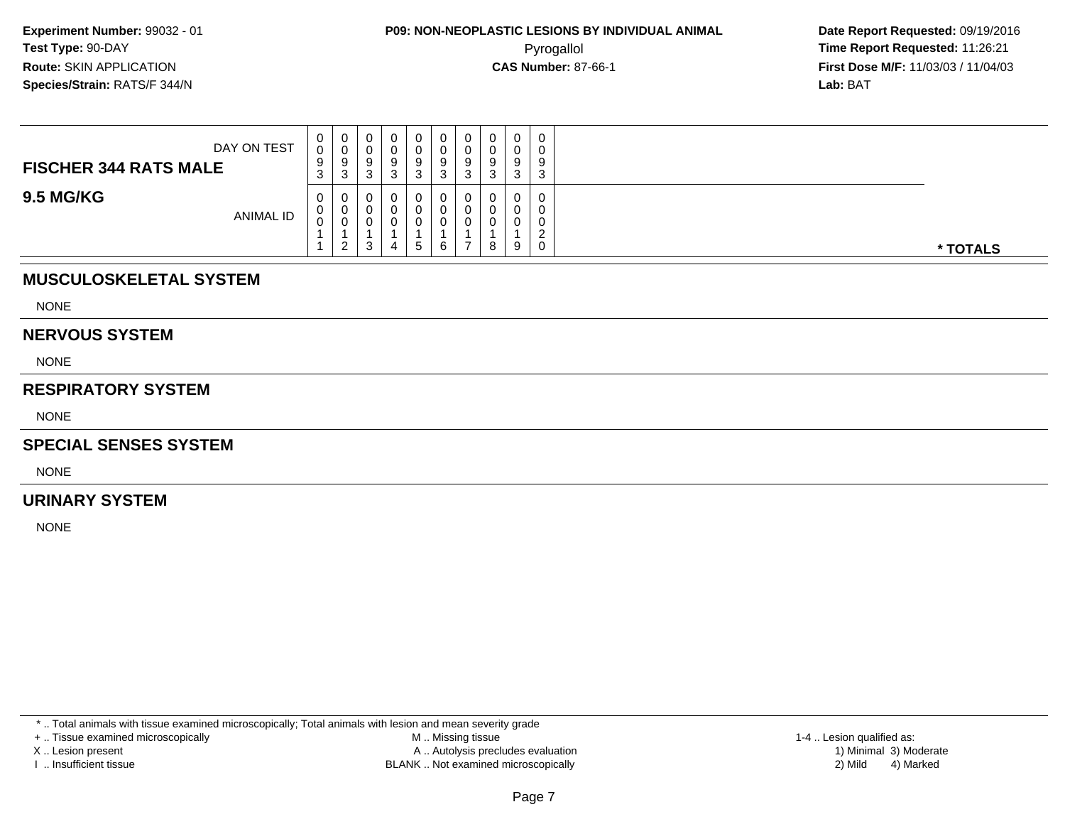**Experiment Number:** 99032 - 01
**Test Type:** 90-DAY
**Route:** SKIN APPLICATION
**Species/Strain:** RATS/F 344/N

**P09: NON-NEOPLASTIC LESIONS BY INDIVIDUAL ANIMAL**
Pyrogallol
**CAS Number:** 87-66-1

**Date Report Requested:** 09/19/2016
**Time Report Requested:** 11:26:21
**First Dose M/F:** 11/03/03 / 11/04/03
**Lab:** BAT

| **FISCHER 344 RATS MALE** DAY ON TEST | 0093 | 0093 | 0093 | 0093 | 0093 | 0093 | 0093 | 0093 | 0093 | 0093 | |
|---|---|---|---|---|---|---|---|---|---|---|---|
| **9.5 MG/KG** ANIMAL ID | 00011 | 00012 | 00013 | 00014 | 00015 | 00016 | 00017 | 00018 | 00019 | 00020 | *** TOTALS** |

## MUSCULOSKELETAL SYSTEM

NONE

## NERVOUS SYSTEM

NONE

## RESPIRATORY SYSTEM

NONE

## SPECIAL SENSES SYSTEM

NONE

## URINARY SYSTEM

NONE

* .. Total animals with tissue examined microscopically; Total animals with lesion and mean severity grade
+ .. Tissue examined microscopically
X .. Lesion present
I .. Insufficient tissue
M .. Missing tissue
A .. Autolysis precludes evaluation
BLANK .. Not examined microscopically
1-4 .. Lesion qualified as:
1) Minimal 3) Moderate
2) Mild 4) Marked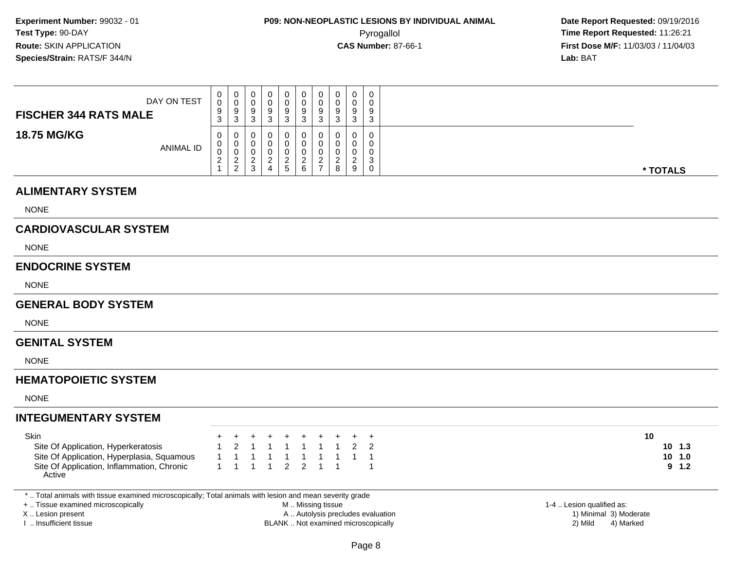**Experiment Number:** 99032 - 01
**Test Type:** 90-DAY
**Route:** SKIN APPLICATION
**Species/Strain:** RATS/F 344/N

**P09: NON-NEOPLASTIC LESIONS BY INDIVIDUAL ANIMAL**
Pyrogallol
**CAS Number:** 87-66-1

**Date Report Requested:** 09/19/2016
**Time Report Requested:** 11:26:21
**First Dose M/F:** 11/03/03 / 11/04/03
**Lab:** BAT

| FISCHER 344 RATS MALE — 18.75 MG/KG | | | | | | | | | | | |
|---|---|---|---|---|---|---|---|---|---|---|---|
| DAY ON TEST | 0093 | 0093 | 0093 | 0093 | 0093 | 0093 | 0093 | 0093 | 0093 | 0093 | |
| ANIMAL ID | 00021 | 00022 | 00023 | 00024 | 00025 | 00026 | 00027 | 00028 | 00029 | 00030 | * TOTALS |
| **ALIMENTARY SYSTEM** | | | | | | | | | | | |
| NONE | | | | | | | | | | | |
| **CARDIOVASCULAR SYSTEM** | | | | | | | | | | | |
| NONE | | | | | | | | | | | |
| **ENDOCRINE SYSTEM** | | | | | | | | | | | |
| NONE | | | | | | | | | | | |
| **GENERAL BODY SYSTEM** | | | | | | | | | | | |
| NONE | | | | | | | | | | | |
| **GENITAL SYSTEM** | | | | | | | | | | | |
| NONE | | | | | | | | | | | |
| **HEMATOPOIETIC SYSTEM** | | | | | | | | | | | |
| NONE | | | | | | | | | | | |
| **INTEGUMENTARY SYSTEM** | | | | | | | | | | | |
| Skin | + | + | + | + | + | + | + | + | + | + | 10 |
| Site Of Application, Hyperkeratosis | 1 | 2 | 1 | 1 | 1 | 1 | 1 | 1 | 2 | 2 | 10 1.3 |
| Site Of Application, Hyperplasia, Squamous | 1 | 1 | 1 | 1 | 1 | 1 | 1 | 1 | 1 | 1 | 10 1.0 |
| Site Of Application, Inflammation, Chronic Active | 1 | 1 | 1 | 1 | 2 | 2 | 1 | 1 | | 1 | 9 1.2 |

* .. Total animals with tissue examined microscopically; Total animals with lesion and mean severity grade
+ .. Tissue examined microscopically
X .. Lesion present
I .. Insufficient tissue
M .. Missing tissue
A .. Autolysis precludes evaluation
BLANK .. Not examined microscopically
1-4 .. Lesion qualified as: 1) Minimal 2) Mild 3) Moderate 4) Marked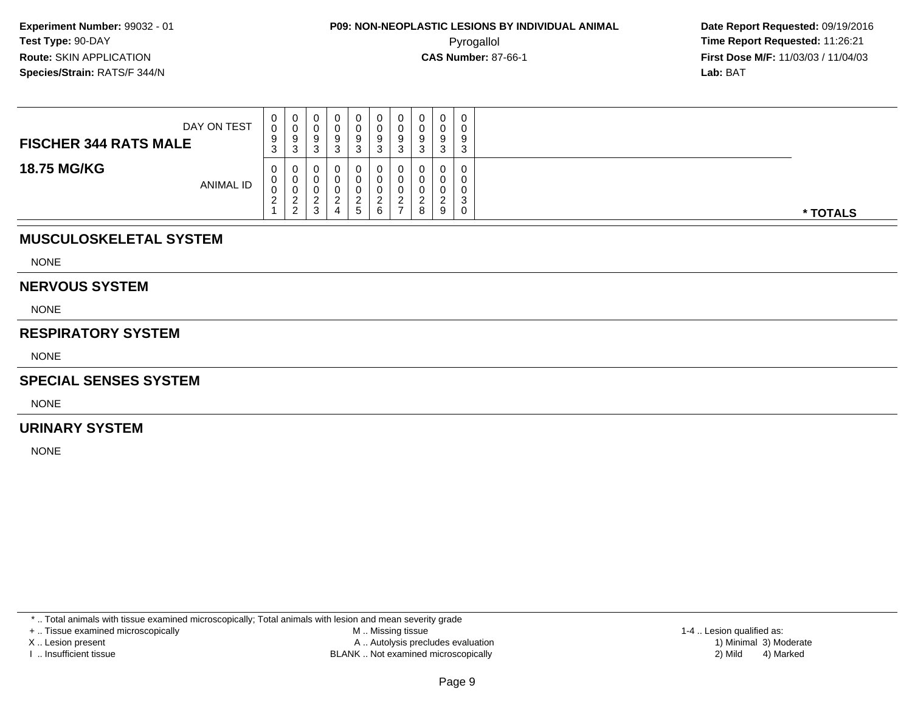**Experiment Number:** 99032 - 01
**Test Type:** 90-DAY
**Route:** SKIN APPLICATION
**Species/Strain:** RATS/F 344/N

**P09: NON-NEOPLASTIC LESIONS BY INDIVIDUAL ANIMAL**
Pyrogallol
**CAS Number:** 87-66-1

**Date Report Requested:** 09/19/2016
**Time Report Requested:** 11:26:21
**First Dose M/F:** 11/03/03 / 11/04/03
**Lab:** BAT

| **FISCHER 344 RATS MALE** DAY ON TEST | 0093 | 0093 | 0093 | 0093 | 0093 | 0093 | 0093 | 0093 | 0093 | 0093 | |
|---|---|---|---|---|---|---|---|---|---|---|---|
| **18.75 MG/KG** ANIMAL ID | 00021 | 00022 | 00023 | 00024 | 00025 | 00026 | 00027 | 00028 | 00029 | 00030 | *** TOTALS** |

## MUSCULOSKELETAL SYSTEM

NONE

## NERVOUS SYSTEM

NONE

## RESPIRATORY SYSTEM

NONE

## SPECIAL SENSES SYSTEM

NONE

## URINARY SYSTEM

NONE

* .. Total animals with tissue examined microscopically; Total animals with lesion and mean severity grade
+ .. Tissue examined microscopically
X .. Lesion present
I .. Insufficient tissue
M .. Missing tissue
A .. Autolysis precludes evaluation
BLANK .. Not examined microscopically
1-4 .. Lesion qualified as:
1) Minimal 3) Moderate
2) Mild 4) Marked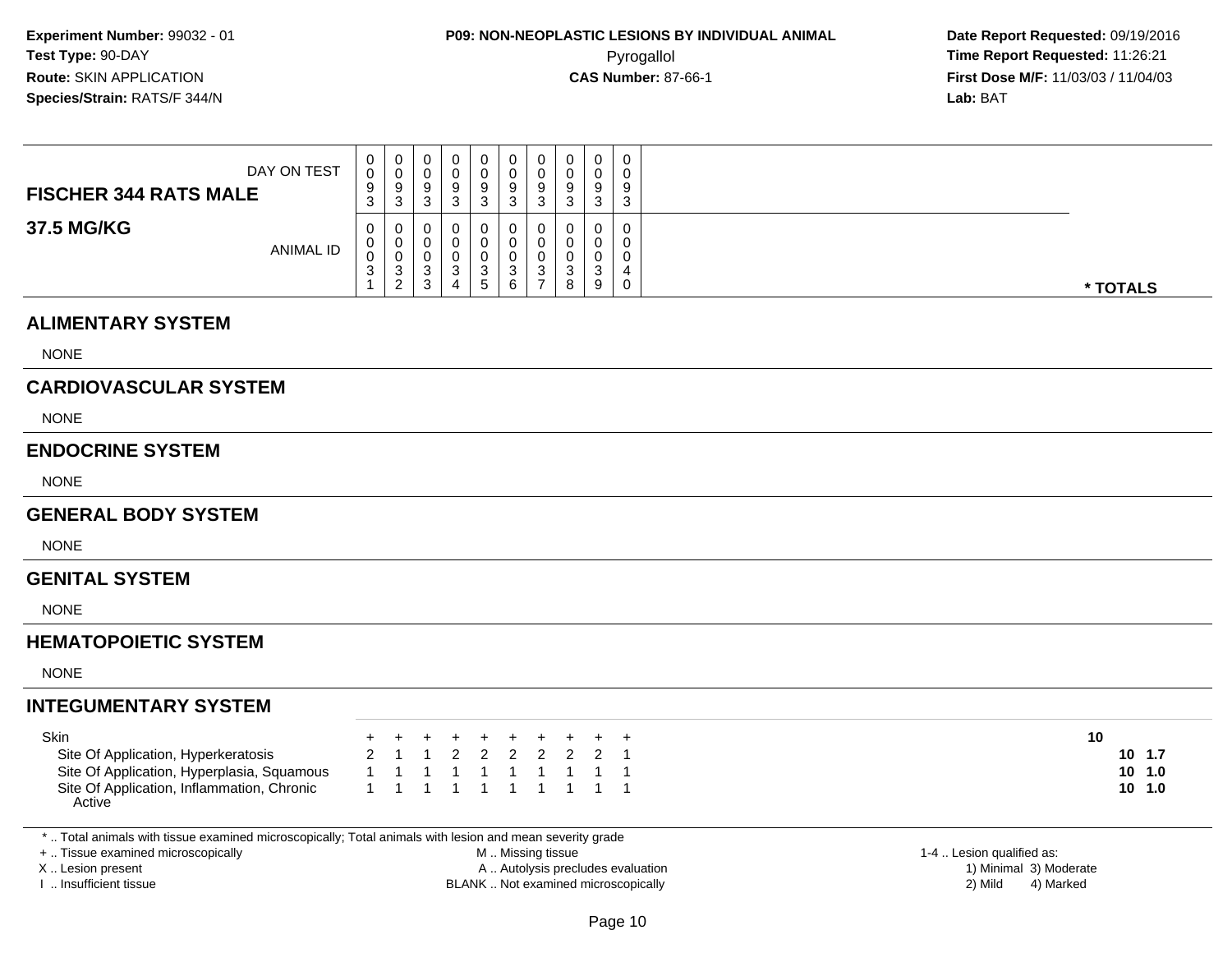Experiment Number: 99032 - 01
Test Type: 90-DAY
Route: SKIN APPLICATION
Species/Strain: RATS/F 344/N

**P09: NON-NEOPLASTIC LESIONS BY INDIVIDUAL ANIMAL**
Pyrogallol
**CAS Number:** 87-66-1

Date Report Requested: 09/19/2016
Time Report Requested: 11:26:21
First Dose M/F: 11/03/03 / 11/04/03
Lab: BAT

## FISCHER 344 RATS MALE

## 37.5 MG/KG

| DAY ON TEST | 0093 | 0093 | 0093 | 0093 | 0093 | 0093 | 0093 | 0093 | 0093 | 0093 | |
|---|---|---|---|---|---|---|---|---|---|---|---|
| ANIMAL ID | 00031 | 00032 | 00033 | 00034 | 00035 | 00036 | 00037 | 00038 | 00039 | 00040 | * TOTALS |

### ALIMENTARY SYSTEM

NONE

### CARDIOVASCULAR SYSTEM

NONE

### ENDOCRINE SYSTEM

NONE

### GENERAL BODY SYSTEM

NONE

### GENITAL SYSTEM

NONE

### HEMATOPOIETIC SYSTEM

NONE

### INTEGUMENTARY SYSTEM

| | | | | | | | | | | | |
|---|---|---|---|---|---|---|---|---|---|---|---|
| Skin | + | + | + | + | + | + | + | + | + | + | 10 |
| Site Of Application, Hyperkeratosis | 2 | 1 | 1 | 2 | 2 | 2 | 2 | 2 | 2 | 1 | 10 1.7 |
| Site Of Application, Hyperplasia, Squamous | 1 | 1 | 1 | 1 | 1 | 1 | 1 | 1 | 1 | 1 | 10 1.0 |
| Site Of Application, Inflammation, Chronic Active | 1 | 1 | 1 | 1 | 1 | 1 | 1 | 1 | 1 | 1 | 10 1.0 |

* .. Total animals with tissue examined microscopically; Total animals with lesion and mean severity grade
+ .. Tissue examined microscopically
X .. Lesion present
I .. Insufficient tissue

M .. Missing tissue
A .. Autolysis precludes evaluation
BLANK .. Not examined microscopically

1-4 .. Lesion qualified as:
1) Minimal 3) Moderate
2) Mild 4) Marked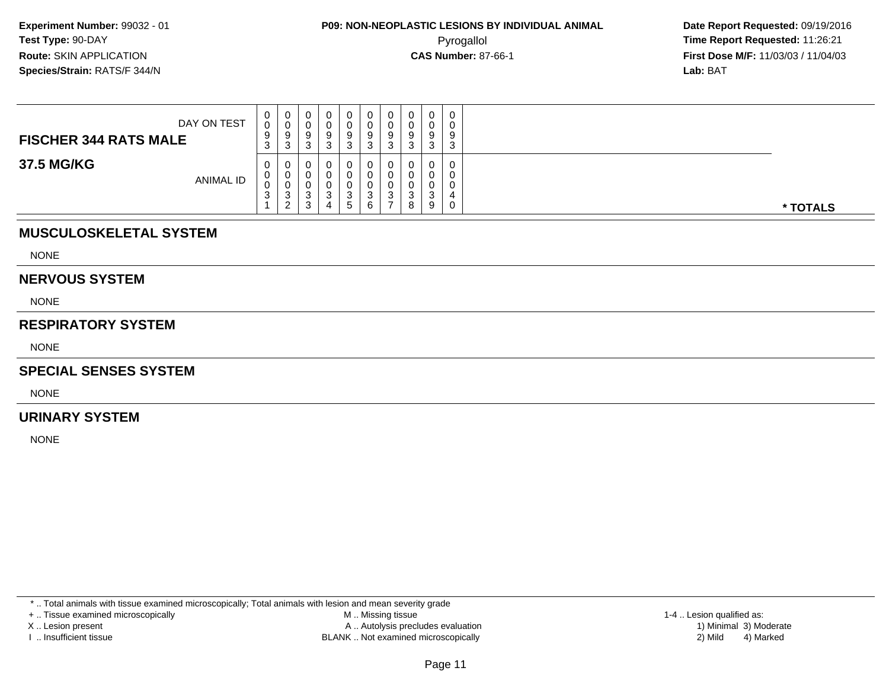**Experiment Number:** 99032 - 01
**Test Type:** 90-DAY
**Route:** SKIN APPLICATION
**Species/Strain:** RATS/F 344/N

**P09: NON-NEOPLASTIC LESIONS BY INDIVIDUAL ANIMAL**
Pyrogallol
**CAS Number:** 87-66-1

**Date Report Requested:** 09/19/2016
**Time Report Requested:** 11:26:21
**First Dose M/F:** 11/03/03 / 11/04/03
**Lab:** BAT

| FISCHER 344 RATS MALE — DAY ON TEST | 0093 | 0093 | 0093 | 0093 | 0093 | 0093 | 0093 | 0093 | 0093 | 0093 | |
|---|---|---|---|---|---|---|---|---|---|---|---|
| **37.5 MG/KG** — ANIMAL ID | 00031 | 00032 | 00033 | 00034 | 00035 | 00036 | 00037 | 00038 | 00039 | 00040 | * TOTALS |

## MUSCULOSKELETAL SYSTEM

NONE

## NERVOUS SYSTEM

NONE

## RESPIRATORY SYSTEM

NONE

## SPECIAL SENSES SYSTEM

NONE

## URINARY SYSTEM

NONE

* .. Total animals with tissue examined microscopically; Total animals with lesion and mean severity grade
+ .. Tissue examined microscopically
X .. Lesion present
I .. Insufficient tissue

M .. Missing tissue
A .. Autolysis precludes evaluation
BLANK .. Not examined microscopically

1-4 .. Lesion qualified as:
1) Minimal 3) Moderate
2) Mild 4) Marked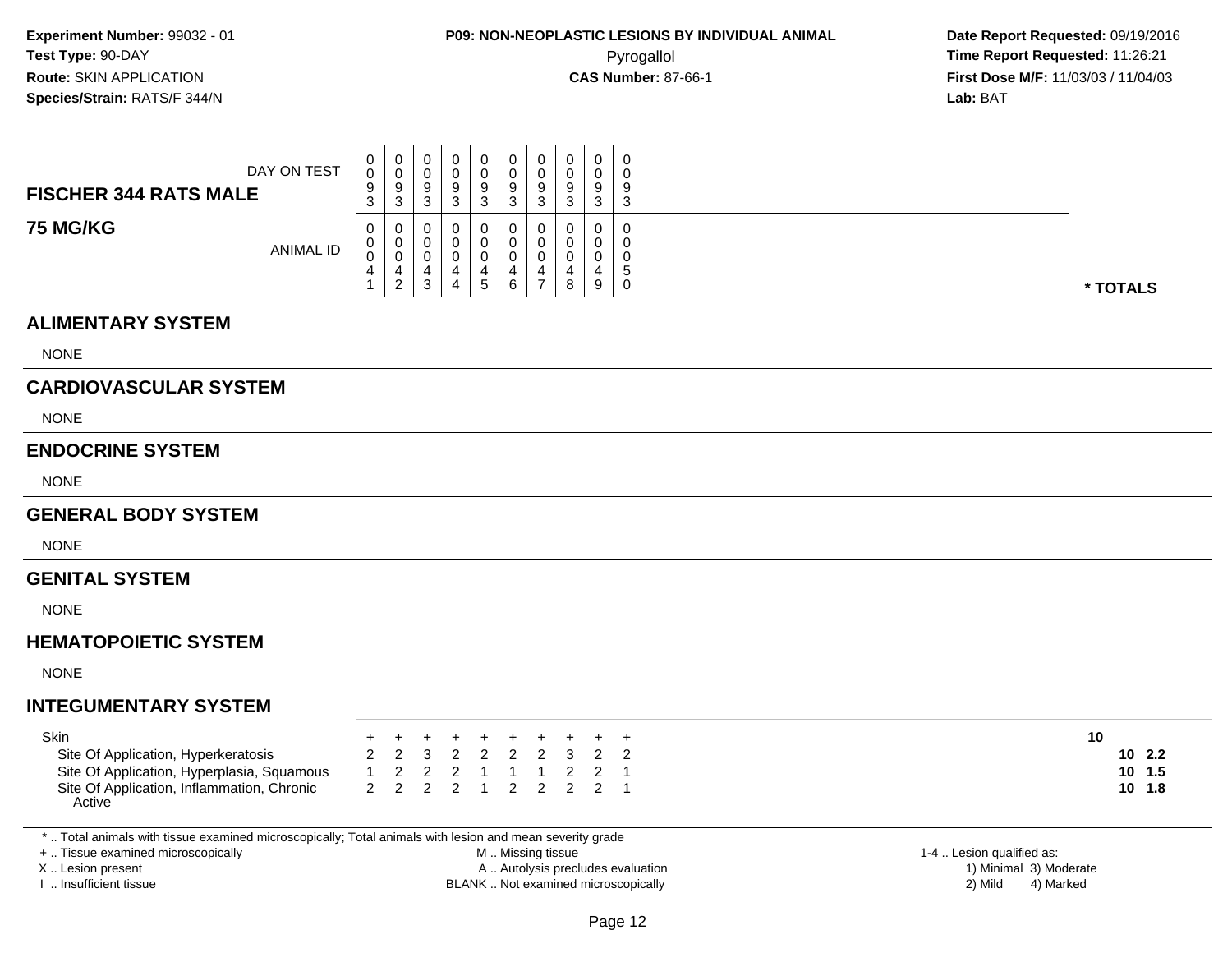**Experiment Number:** 99032 - 01
**Test Type:** 90-DAY
**Route:** SKIN APPLICATION
**Species/Strain:** RATS/F 344/N

**P09: NON-NEOPLASTIC LESIONS BY INDIVIDUAL ANIMAL**
Pyrogallol
**CAS Number:** 87-66-1

**Date Report Requested:** 09/19/2016
**Time Report Requested:** 11:26:21
**First Dose M/F:** 11/03/03 / 11/04/03
**Lab:** BAT

## FISCHER 344 RATS MALE

## 75 MG/KG

| | | | | | | | | | | | |
|---|---|---|---|---|---|---|---|---|---|---|---|
| DAY ON TEST | 0093 | 0093 | 0093 | 0093 | 0093 | 0093 | 0093 | 0093 | 0093 | 0093 | |
| ANIMAL ID | 00041 | 00042 | 00043 | 00044 | 00045 | 00046 | 00047 | 00048 | 00049 | 00050 | * TOTALS |

## ALIMENTARY SYSTEM

NONE

## CARDIOVASCULAR SYSTEM

NONE

## ENDOCRINE SYSTEM

NONE

## GENERAL BODY SYSTEM

NONE

## GENITAL SYSTEM

NONE

## HEMATOPOIETIC SYSTEM

NONE

## INTEGUMENTARY SYSTEM

| | | | | | | | | | | | |
|---|---|---|---|---|---|---|---|---|---|---|---|
| Skin | + | + | + | + | + | + | + | + | + | + | 10 |
| Site Of Application, Hyperkeratosis | 2 | 2 | 3 | 2 | 2 | 2 | 2 | 3 | 2 | 2 | 10 2.2 |
| Site Of Application, Hyperplasia, Squamous | 1 | 2 | 2 | 2 | 1 | 1 | 1 | 2 | 2 | 1 | 10 1.5 |
| Site Of Application, Inflammation, Chronic Active | 2 | 2 | 2 | 2 | 1 | 2 | 2 | 2 | 2 | 1 | 10 1.8 |

* .. Total animals with tissue examined microscopically; Total animals with lesion and mean severity grade
+ .. Tissue examined microscopically
X .. Lesion present
I .. Insufficient tissue

M .. Missing tissue
A .. Autolysis precludes evaluation
BLANK .. Not examined microscopically

1-4 .. Lesion qualified as:
1) Minimal 3) Moderate
2) Mild 4) Marked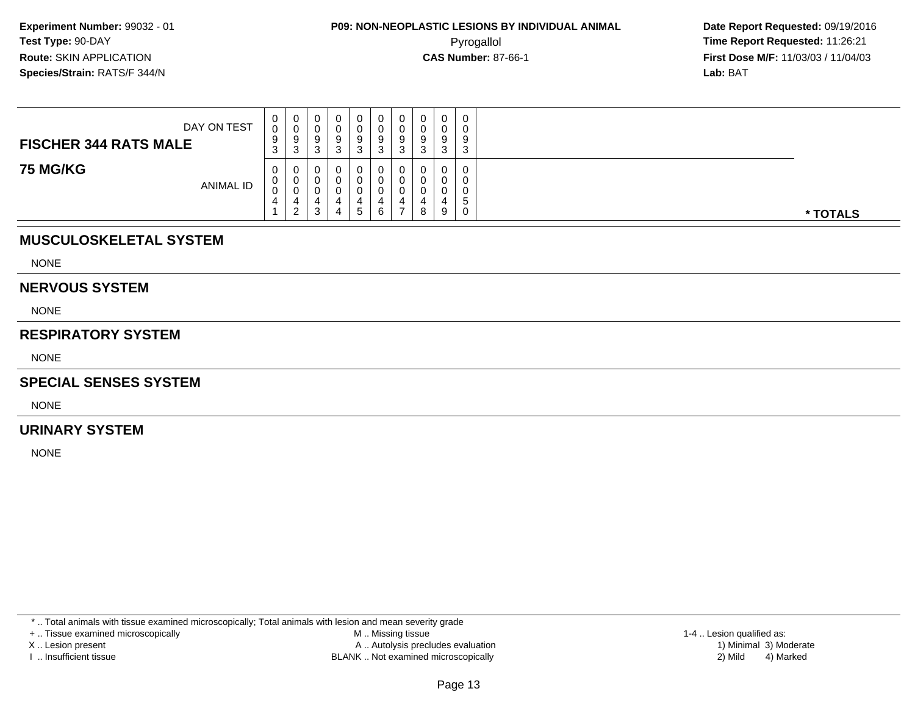**Experiment Number:** 99032 - 01
**Test Type:** 90-DAY
**Route:** SKIN APPLICATION
**Species/Strain:** RATS/F 344/N

**P09: NON-NEOPLASTIC LESIONS BY INDIVIDUAL ANIMAL**
Pyrogallol
**CAS Number:** 87-66-1

**Date Report Requested:** 09/19/2016
**Time Report Requested:** 11:26:21
**First Dose M/F:** 11/03/03 / 11/04/03
**Lab:** BAT

| **FISCHER 344 RATS MALE** DAY ON TEST | 0093 | 0093 | 0093 | 0093 | 0093 | 0093 | 0093 | 0093 | 0093 | 0093 | |
|---|---|---|---|---|---|---|---|---|---|---|---|
| **75 MG/KG** ANIMAL ID | 00041 | 00042 | 00043 | 00044 | 00045 | 00046 | 00047 | 00048 | 00049 | 00050 | *** TOTALS** |

## MUSCULOSKELETAL SYSTEM

NONE

## NERVOUS SYSTEM

NONE

## RESPIRATORY SYSTEM

NONE

## SPECIAL SENSES SYSTEM

NONE

## URINARY SYSTEM

NONE

* .. Total animals with tissue examined microscopically; Total animals with lesion and mean severity grade
+ .. Tissue examined microscopically
X .. Lesion present
I .. Insufficient tissue
M .. Missing tissue
A .. Autolysis precludes evaluation
BLANK .. Not examined microscopically
1-4 .. Lesion qualified as:
1) Minimal 3) Moderate
2) Mild 4) Marked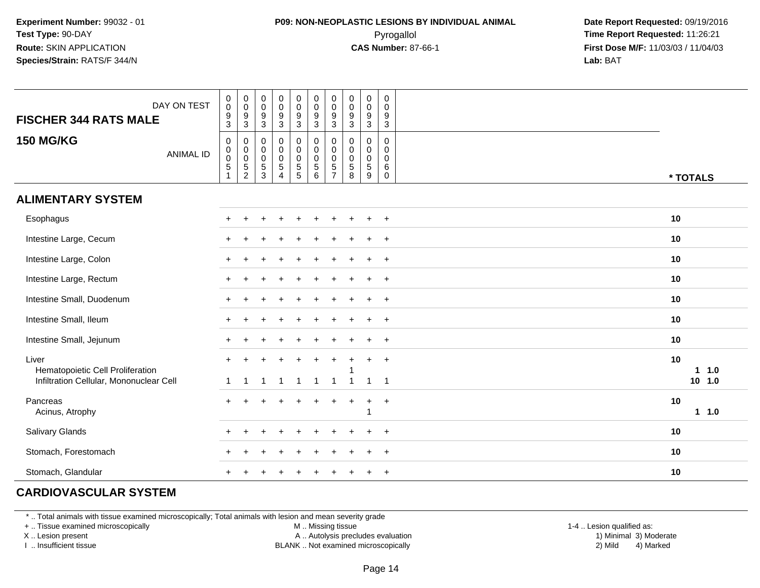**Experiment Number:** 99032 - 01
**Test Type:** 90-DAY
**Route:** SKIN APPLICATION
**Species/Strain:** RATS/F 344/N

**P09: NON-NEOPLASTIC LESIONS BY INDIVIDUAL ANIMAL**
Pyrogallol
**CAS Number:** 87-66-1

**Date Report Requested:** 09/19/2016
**Time Report Requested:** 11:26:21
**First Dose M/F:** 11/03/03 / 11/04/03
**Lab:** BAT

| FISCHER 344 RATS MALE — DAY ON TEST | 0093 | 0093 | 0093 | 0093 | 0093 | 0093 | 0093 | 0093 | 0093 | 0093 | |
|---|---|---|---|---|---|---|---|---|---|---|---|
| **150 MG/KG** — ANIMAL ID | 00051 | 00052 | 00053 | 00054 | 00055 | 00056 | 00057 | 00058 | 00059 | 00060 | * TOTALS |
| **ALIMENTARY SYSTEM** | | | | | | | | | | | |
| Esophagus | + | + | + | + | + | + | + | + | + | + | 10 |
| Intestine Large, Cecum | + | + | + | + | + | + | + | + | + | + | 10 |
| Intestine Large, Colon | + | + | + | + | + | + | + | + | + | + | 10 |
| Intestine Large, Rectum | + | + | + | + | + | + | + | + | + | + | 10 |
| Intestine Small, Duodenum | + | + | + | + | + | + | + | + | + | + | 10 |
| Intestine Small, Ileum | + | + | + | + | + | + | + | + | + | + | 10 |
| Intestine Small, Jejunum | + | + | + | + | + | + | + | + | + | + | 10 |
| Liver | + | + | + | + | + | + | + | + | + | + | 10 |
| Hematopoietic Cell Proliferation | | | | | | | | 1 | | | 1 1.0 |
| Infiltration Cellular, Mononuclear Cell | 1 | 1 | 1 | 1 | 1 | 1 | 1 | 1 | 1 | 1 | 10 1.0 |
| Pancreas | + | + | + | + | + | + | + | + | + | + | 10 |
| Acinus, Atrophy | | | | | | | | | 1 | | 1 1.0 |
| Salivary Glands | + | + | + | + | + | + | + | + | + | + | 10 |
| Stomach, Forestomach | + | + | + | + | + | + | + | + | + | + | 10 |
| Stomach, Glandular | + | + | + | + | + | + | + | + | + | + | 10 |
| **CARDIOVASCULAR SYSTEM** | | | | | | | | | | | |

* .. Total animals with tissue examined microscopically; Total animals with lesion and mean severity grade
+ .. Tissue examined microscopically
X .. Lesion present
I .. Insufficient tissue

M .. Missing tissue
A .. Autolysis precludes evaluation
BLANK .. Not examined microscopically

1-4 .. Lesion qualified as:
1) Minimal 3) Moderate
2) Mild 4) Marked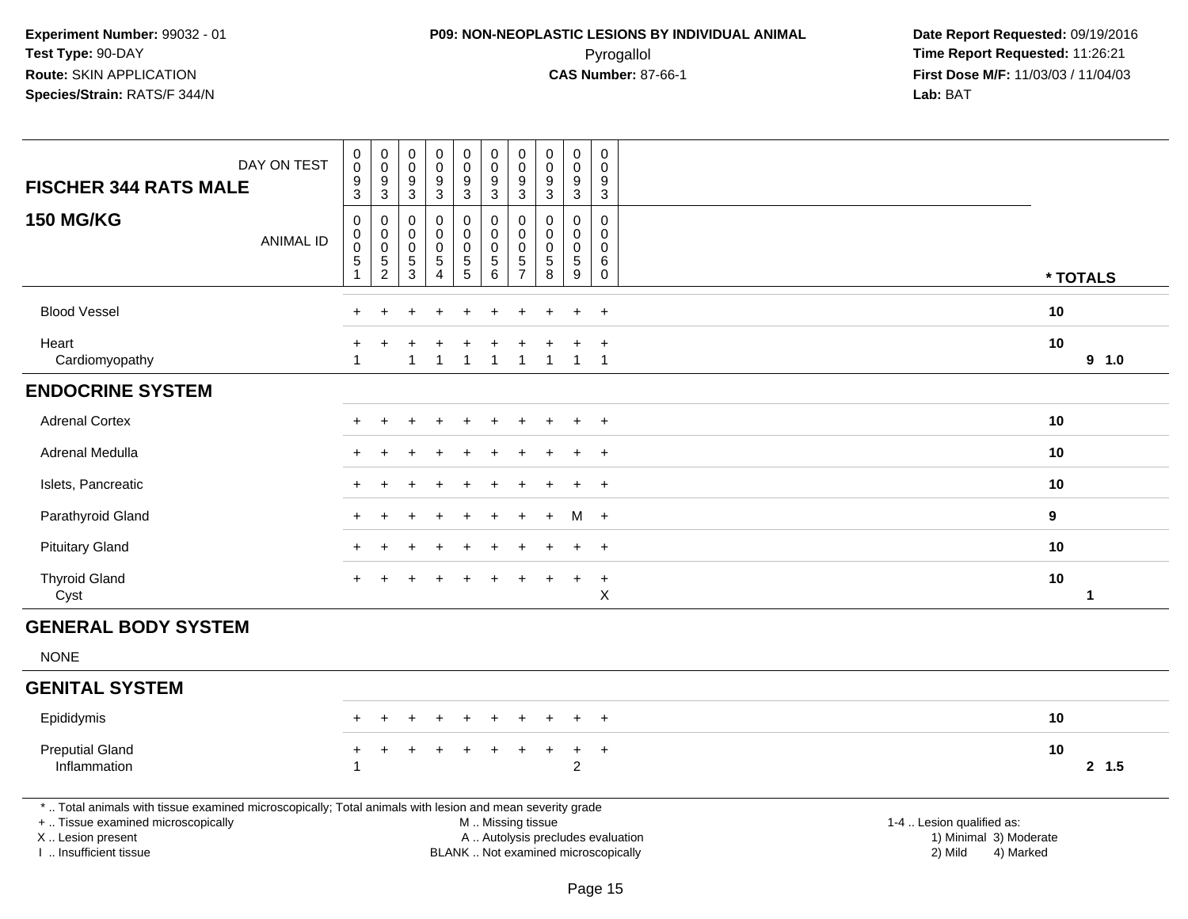**Experiment Number:** 99032 - 01
**Test Type:** 90-DAY
**Route:** SKIN APPLICATION
**Species/Strain:** RATS/F 344/N

**P09: NON-NEOPLASTIC LESIONS BY INDIVIDUAL ANIMAL**
Pyrogallol
**CAS Number:** 87-66-1

**Date Report Requested:** 09/19/2016
**Time Report Requested:** 11:26:21
**First Dose M/F:** 11/03/03 / 11/04/03
**Lab:** BAT

| **FISCHER 344 RATS MALE** DAY ON TEST | 0093 | 0093 | 0093 | 0093 | 0093 | 0093 | 0093 | 0093 | 0093 | 0093 | |
|---|---|---|---|---|---|---|---|---|---|---|---|
| **150 MG/KG** ANIMAL ID | 00051 | 00052 | 00053 | 00054 | 00055 | 00056 | 00057 | 00058 | 00059 | 00060 | *** TOTALS** |
| Blood Vessel | + | + | + | + | + | + | + | + | + | + | 10 |
| Heart | + | + | + | + | + | + | + | + | + | + | 10 |
| Cardiomyopathy | 1 | | 1 | 1 | 1 | 1 | 1 | 1 | 1 | 1 | **9 1.0** |
| **ENDOCRINE SYSTEM** | | | | | | | | | | | |
| Adrenal Cortex | + | + | + | + | + | + | + | + | + | + | 10 |
| Adrenal Medulla | + | + | + | + | + | + | + | + | + | + | 10 |
| Islets, Pancreatic | + | + | + | + | + | + | + | + | + | + | 10 |
| Parathyroid Gland | + | + | + | + | + | + | + | + | M | + | 9 |
| Pituitary Gland | + | + | + | + | + | + | + | + | + | + | 10 |
| Thyroid Gland | + | + | + | + | + | + | + | + | + | + | 10 |
| Cyst | | | | | | | | | | X | **1** |
| **GENERAL BODY SYSTEM** | | | | | | | | | | | |
| NONE | | | | | | | | | | | |
| **GENITAL SYSTEM** | | | | | | | | | | | |
| Epididymis | + | + | + | + | + | + | + | + | + | + | 10 |
| Preputial Gland | + | + | + | + | + | + | + | + | + | + | 10 |
| Inflammation | 1 | | | | | | | | 2 | | **2 1.5** |

\* .. Total animals with tissue examined microscopically; Total animals with lesion and mean severity grade
+ .. Tissue examined microscopically
X .. Lesion present
I .. Insufficient tissue

M .. Missing tissue
A .. Autolysis precludes evaluation
BLANK .. Not examined microscopically

1-4 .. Lesion qualified as:
1) Minimal 3) Moderate
2) Mild 4) Marked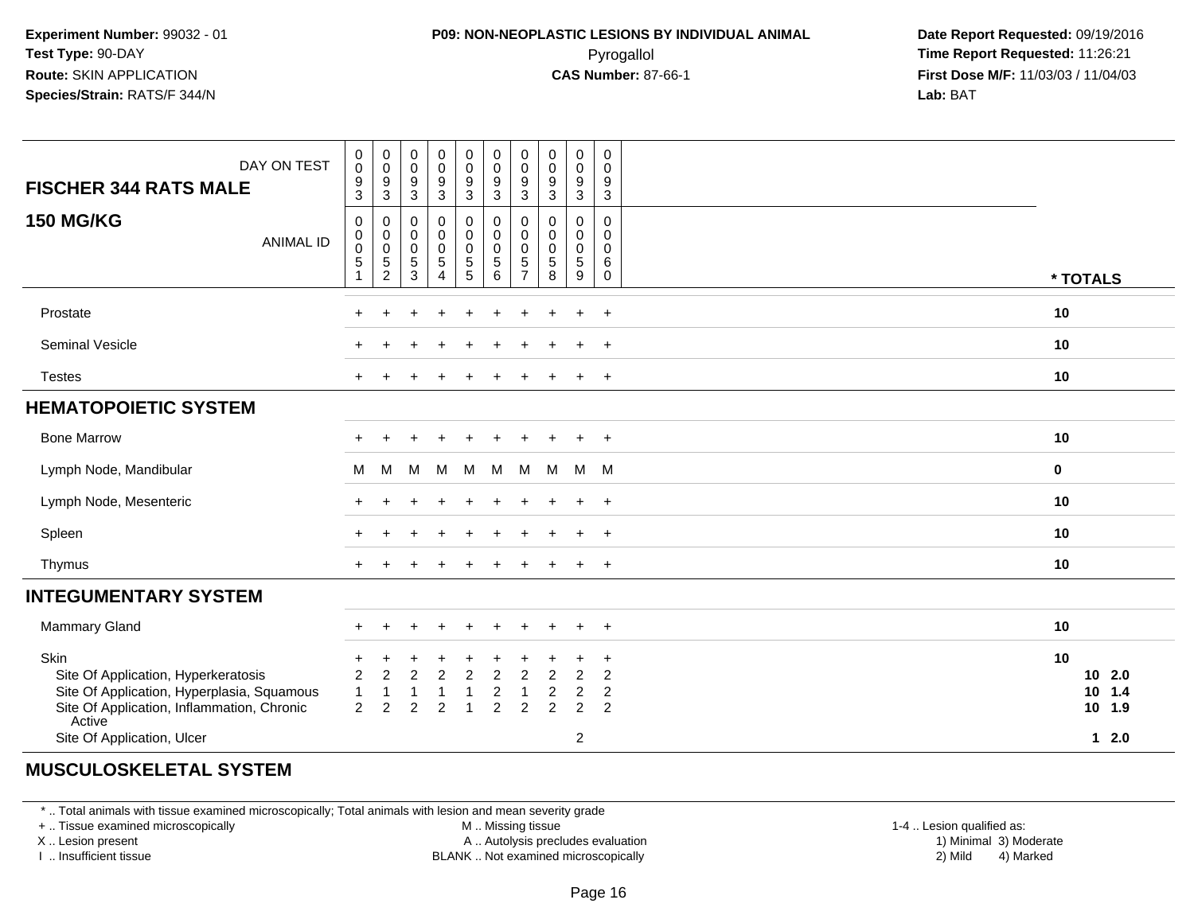**Experiment Number:** 99032 - 01
**Test Type:** 90-DAY
**Route:** SKIN APPLICATION
**Species/Strain:** RATS/F 344/N

**P09: NON-NEOPLASTIC LESIONS BY INDIVIDUAL ANIMAL**
Pyrogallol
**CAS Number:** 87-66-1

**Date Report Requested:** 09/19/2016
**Time Report Requested:** 11:26:21
**First Dose M/F:** 11/03/03 / 11/04/03
**Lab:** BAT

| FISCHER 344 RATS MALE — DAY ON TEST | 0093 | 0093 | 0093 | 0093 | 0093 | 0093 | 0093 | 0093 | 0093 | 0093 | |
|---|---|---|---|---|---|---|---|---|---|---|---|
| **150 MG/KG** — ANIMAL ID | 00051 | 00052 | 00053 | 00054 | 00055 | 00056 | 00057 | 00058 | 00059 | 00060 | * TOTALS |
| Prostate | + | + | + | + | + | + | + | + | + | + | 10 |
| Seminal Vesicle | + | + | + | + | + | + | + | + | + | + | 10 |
| Testes | + | + | + | + | + | + | + | + | + | + | 10 |
| **HEMATOPOIETIC SYSTEM** | | | | | | | | | | | |
| Bone Marrow | + | + | + | + | + | + | + | + | + | + | 10 |
| Lymph Node, Mandibular | M | M | M | M | M | M | M | M | M | M | 0 |
| Lymph Node, Mesenteric | + | + | + | + | + | + | + | + | + | + | 10 |
| Spleen | + | + | + | + | + | + | + | + | + | + | 10 |
| Thymus | + | + | + | + | + | + | + | + | + | + | 10 |
| **INTEGUMENTARY SYSTEM** | | | | | | | | | | | |
| Mammary Gland | + | + | + | + | + | + | + | + | + | + | 10 |
| Skin | + | + | + | + | + | + | + | + | + | + | 10 |
| Site Of Application, Hyperkeratosis | 2 | 2 | 2 | 2 | 2 | 2 | 2 | 2 | 2 | 2 | 10 2.0 |
| Site Of Application, Hyperplasia, Squamous | 1 | 1 | 1 | 1 | 1 | 2 | 1 | 2 | 2 | 2 | 10 1.4 |
| Site Of Application, Inflammation, Chronic Active | 2 | 2 | 2 | 2 | 1 | 2 | 2 | 2 | 2 | 2 | 10 1.9 |
| Site Of Application, Ulcer | | | | | | | | | 2 | | 1 2.0 |
| **MUSCULOSKELETAL SYSTEM** | | | | | | | | | | | |

* .. Total animals with tissue examined microscopically; Total animals with lesion and mean severity grade
+ .. Tissue examined microscopically
X .. Lesion present
I .. Insufficient tissue
M .. Missing tissue
A .. Autolysis precludes evaluation
BLANK .. Not examined microscopically
1-4 .. Lesion qualified as: 1) Minimal 2) Mild 3) Moderate 4) Marked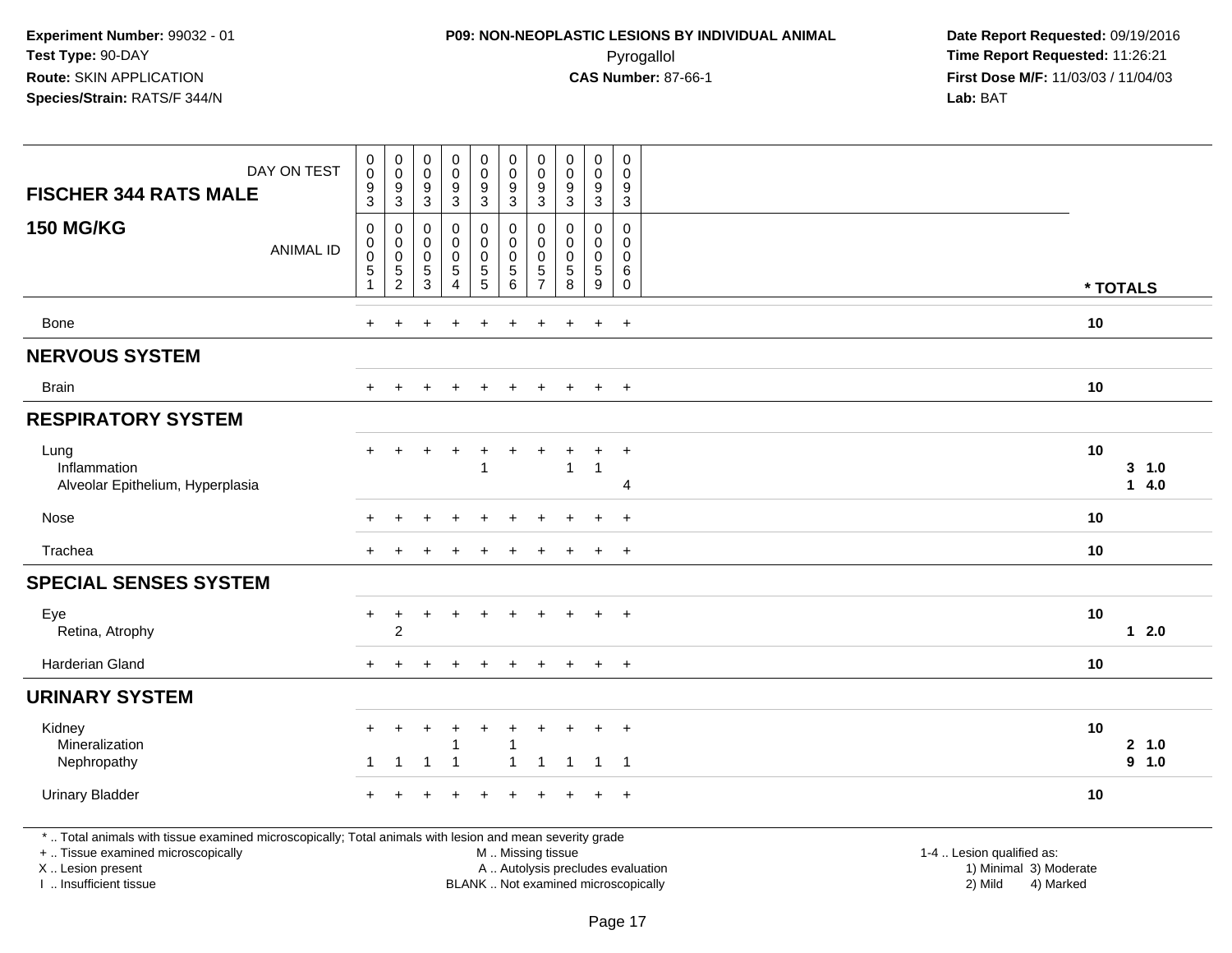**Experiment Number:** 99032 - 01
**Test Type:** 90-DAY
**Route:** SKIN APPLICATION
**Species/Strain:** RATS/F 344/N

**P09: NON-NEOPLASTIC LESIONS BY INDIVIDUAL ANIMAL**
Pyrogallol
**CAS Number:** 87-66-1

**Date Report Requested:** 09/19/2016
**Time Report Requested:** 11:26:21
**First Dose M/F:** 11/03/03 / 11/04/03
**Lab:** BAT

| FISCHER 344 RATS MALE 150 MG/KG | DAY ON TEST | 0093 | 0093 | 0093 | 0093 | 0093 | 0093 | 0093 | 0093 | 0093 | 0093 | |
|---|---|---|---|---|---|---|---|---|---|---|---|---|
| | ANIMAL ID | 00051 | 00052 | 00053 | 00054 | 00055 | 00056 | 00057 | 00058 | 00059 | 00060 | * TOTALS |
| Bone | | + | + | + | + | + | + | + | + | + | + | 10 |
| **NERVOUS SYSTEM** | | | | | | | | | | | | |
| Brain | | + | + | + | + | + | + | + | + | + | + | 10 |
| **RESPIRATORY SYSTEM** | | | | | | | | | | | | |
| Lung | | + | + | + | + | + | + | + | + | + | + | 10 |
| Inflammation | | | | | | 1 | | | 1 | 1 | | 3 1.0 |
| Alveolar Epithelium, Hyperplasia | | | | | | | | | | | 4 | 1 4.0 |
| Nose | | + | + | + | + | + | + | + | + | + | + | 10 |
| Trachea | | + | + | + | + | + | + | + | + | + | + | 10 |
| **SPECIAL SENSES SYSTEM** | | | | | | | | | | | | |
| Eye | | + | + | + | + | + | + | + | + | + | + | 10 |
| Retina, Atrophy | | | 2 | | | | | | | | | 1 2.0 |
| Harderian Gland | | + | + | + | + | + | + | + | + | + | + | 10 |
| **URINARY SYSTEM** | | | | | | | | | | | | |
| Kidney | | + | + | + | + | + | + | + | + | + | + | 10 |
| Mineralization | | | | | 1 | | 1 | | | | | 2 1.0 |
| Nephropathy | | 1 | 1 | 1 | 1 | | 1 | 1 | 1 | 1 | 1 | 9 1.0 |
| Urinary Bladder | | + | + | + | + | + | + | + | + | + | + | 10 |

* .. Total animals with tissue examined microscopically; Total animals with lesion and mean severity grade
+ .. Tissue examined microscopically
X .. Lesion present
I .. Insufficient tissue

M .. Missing tissue
A .. Autolysis precludes evaluation
BLANK .. Not examined microscopically

1-4 .. Lesion qualified as:
1) Minimal 3) Moderate
2) Mild 4) Marked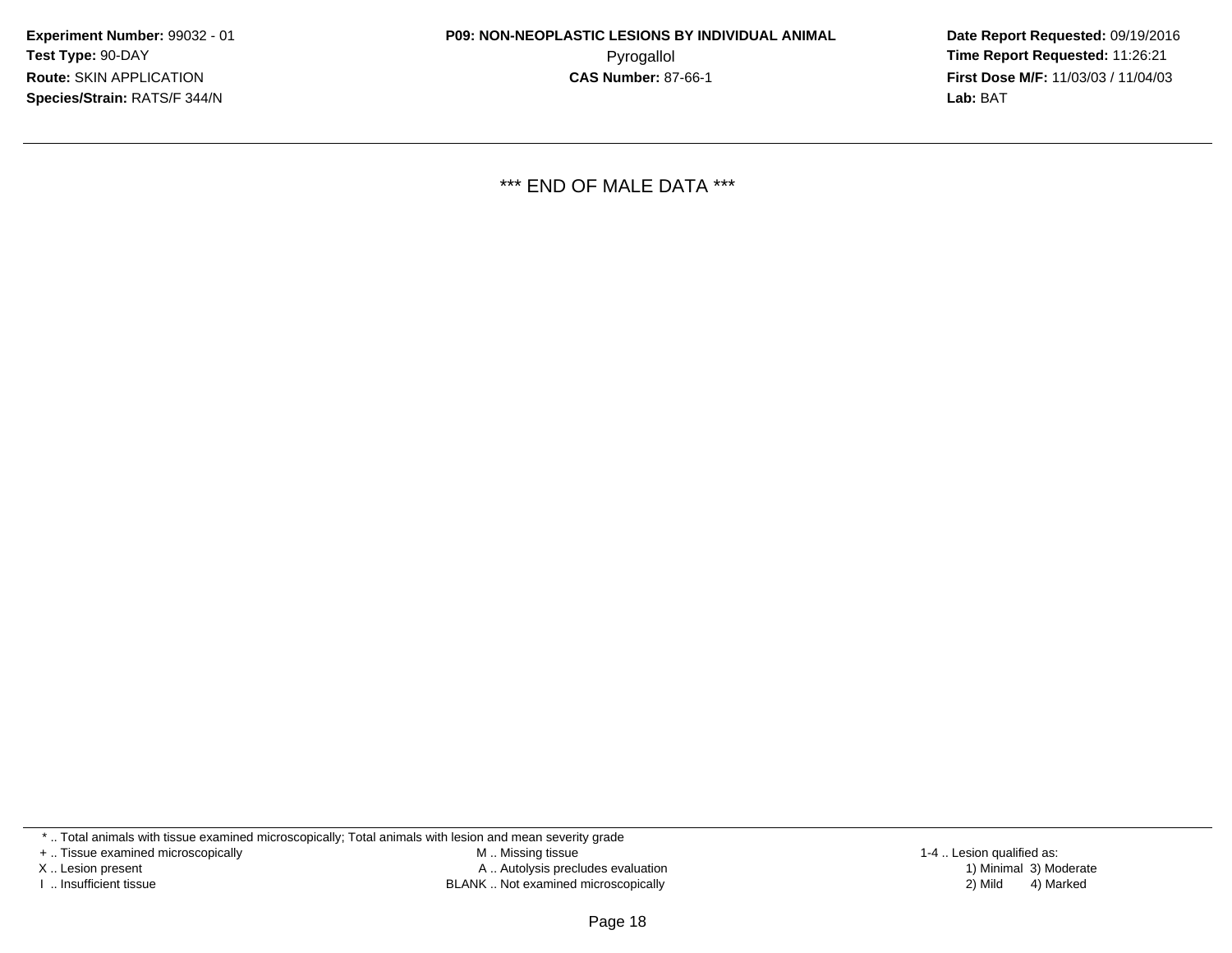*** END OF MALE DATA ***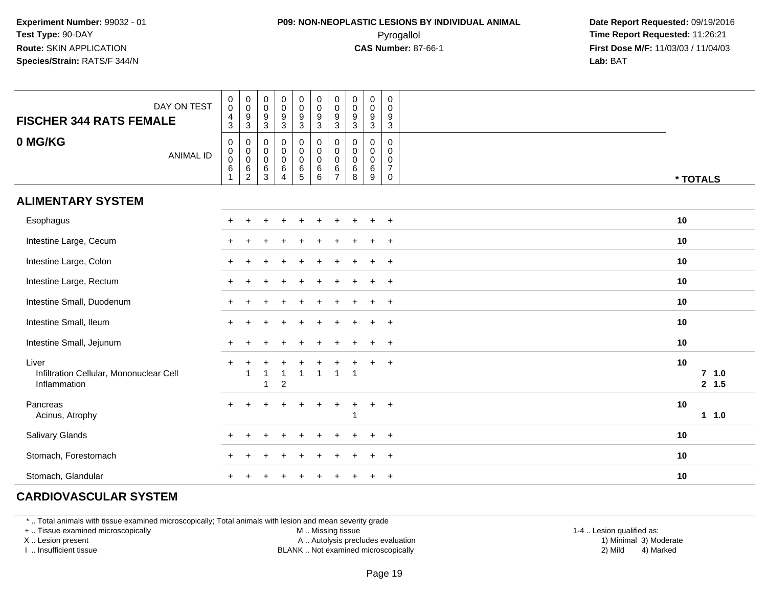**Experiment Number:** 99032 - 01
**Test Type:** 90-DAY
**Route:** SKIN APPLICATION
**Species/Strain:** RATS/F 344/N

**P09: NON-NEOPLASTIC LESIONS BY INDIVIDUAL ANIMAL**
Pyrogallol
**CAS Number:** 87-66-1

**Date Report Requested:** 09/19/2016
**Time Report Requested:** 11:26:21
**First Dose M/F:** 11/03/03 / 11/04/03
**Lab:** BAT

| FISCHER 344 RATS FEMALE — DAY ON TEST | 0043 | 0093 | 0093 | 0093 | 0093 | 0093 | 0093 | 0093 | 0093 | 0093 | |
|---|---|---|---|---|---|---|---|---|---|---|---|
| **0 MG/KG** — ANIMAL ID | 00061 | 00062 | 00063 | 00064 | 00065 | 00066 | 00067 | 00068 | 00069 | 00070 | * TOTALS |
| **ALIMENTARY SYSTEM** | | | | | | | | | | | |
| Esophagus | + | + | + | + | + | + | + | + | + | + | 10 |
| Intestine Large, Cecum | + | + | + | + | + | + | + | + | + | + | 10 |
| Intestine Large, Colon | + | + | + | + | + | + | + | + | + | + | 10 |
| Intestine Large, Rectum | + | + | + | + | + | + | + | + | + | + | 10 |
| Intestine Small, Duodenum | + | + | + | + | + | + | + | + | + | + | 10 |
| Intestine Small, Ileum | + | + | + | + | + | + | + | + | + | + | 10 |
| Intestine Small, Jejunum | + | + | + | + | + | + | + | + | + | + | 10 |
| Liver | + | + | + | + | + | + | + | + | + | + | 10 |
| Infiltration Cellular, Mononuclear Cell | | 1 | 1 | 1 | 1 | 1 | 1 | 1 | | | 7 1.0 |
| Inflammation | | | 1 | 2 | | | | | | | 2 1.5 |
| Pancreas | + | + | + | + | + | + | + | + | + | + | 10 |
| Acinus, Atrophy | | | | | | | | 1 | | | 1 1.0 |
| Salivary Glands | + | + | + | + | + | + | + | + | + | + | 10 |
| Stomach, Forestomach | + | + | + | + | + | + | + | + | + | + | 10 |
| Stomach, Glandular | + | + | + | + | + | + | + | + | + | + | 10 |
| **CARDIOVASCULAR SYSTEM** | | | | | | | | | | | |

* .. Total animals with tissue examined microscopically; Total animals with lesion and mean severity grade
+ .. Tissue examined microscopically
X .. Lesion present
I .. Insufficient tissue
M .. Missing tissue
A .. Autolysis precludes evaluation
BLANK .. Not examined microscopically
1-4 .. Lesion qualified as:
1) Minimal 3) Moderate
2) Mild 4) Marked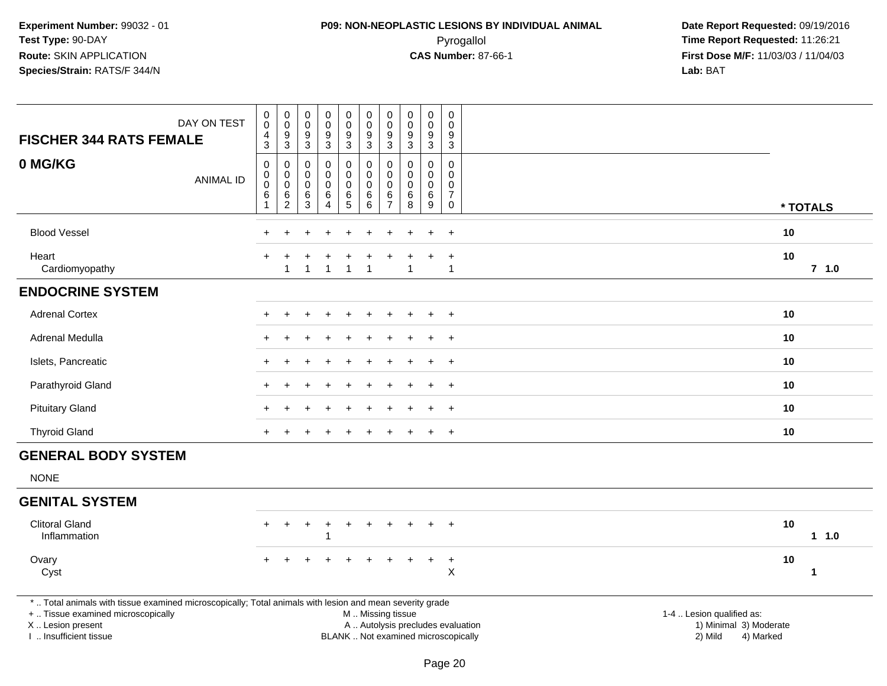**Experiment Number:** 99032 - 01
**Test Type:** 90-DAY
**Route:** SKIN APPLICATION
**Species/Strain:** RATS/F 344/N

**P09: NON-NEOPLASTIC LESIONS BY INDIVIDUAL ANIMAL**
Pyrogallol
**CAS Number:** 87-66-1

**Date Report Requested:** 09/19/2016
**Time Report Requested:** 11:26:21
**First Dose M/F:** 11/03/03 / 11/04/03
**Lab:** BAT

| DAY ON TEST | 0043 | 0093 | 0093 | 0093 | 0093 | 0093 | 0093 | 0093 | 0093 | 0093 | |
|---|---|---|---|---|---|---|---|---|---|---|---|
| **FISCHER 344 RATS FEMALE** | | | | | | | | | | | |
| **0 MG/KG** ANIMAL ID | 00061 | 00062 | 00063 | 00064 | 00065 | 00066 | 00067 | 00068 | 00069 | 00070 | **\* TOTALS** |
| Blood Vessel | + | + | + | + | + | + | + | + | + | + | **10** |
| Heart | + | + | + | + | + | + | + | + | + | + | **10** |
| Cardiomyopathy | | 1 | 1 | 1 | 1 | 1 | | 1 | | 1 | **7 1.0** |
| **ENDOCRINE SYSTEM** | | | | | | | | | | | |
| Adrenal Cortex | + | + | + | + | + | + | + | + | + | + | **10** |
| Adrenal Medulla | + | + | + | + | + | + | + | + | + | + | **10** |
| Islets, Pancreatic | + | + | + | + | + | + | + | + | + | + | **10** |
| Parathyroid Gland | + | + | + | + | + | + | + | + | + | + | **10** |
| Pituitary Gland | + | + | + | + | + | + | + | + | + | + | **10** |
| Thyroid Gland | + | + | + | + | + | + | + | + | + | + | **10** |
| **GENERAL BODY SYSTEM** | | | | | | | | | | | |
| NONE | | | | | | | | | | | |
| **GENITAL SYSTEM** | | | | | | | | | | | |
| Clitoral Gland | + | + | + | + | + | + | + | + | + | + | **10** |
| Inflammation | | | | 1 | | | | | | | **1 1.0** |
| Ovary | + | + | + | + | + | + | + | + | + | + | **10** |
| Cyst | | | | | | | | | | X | **1** |

\* .. Total animals with tissue examined microscopically; Total animals with lesion and mean severity grade
+ .. Tissue examined microscopically
X .. Lesion present
I .. Insufficient tissue

M .. Missing tissue
A .. Autolysis precludes evaluation
BLANK .. Not examined microscopically

1-4 .. Lesion qualified as:
1) Minimal 3) Moderate
2) Mild 4) Marked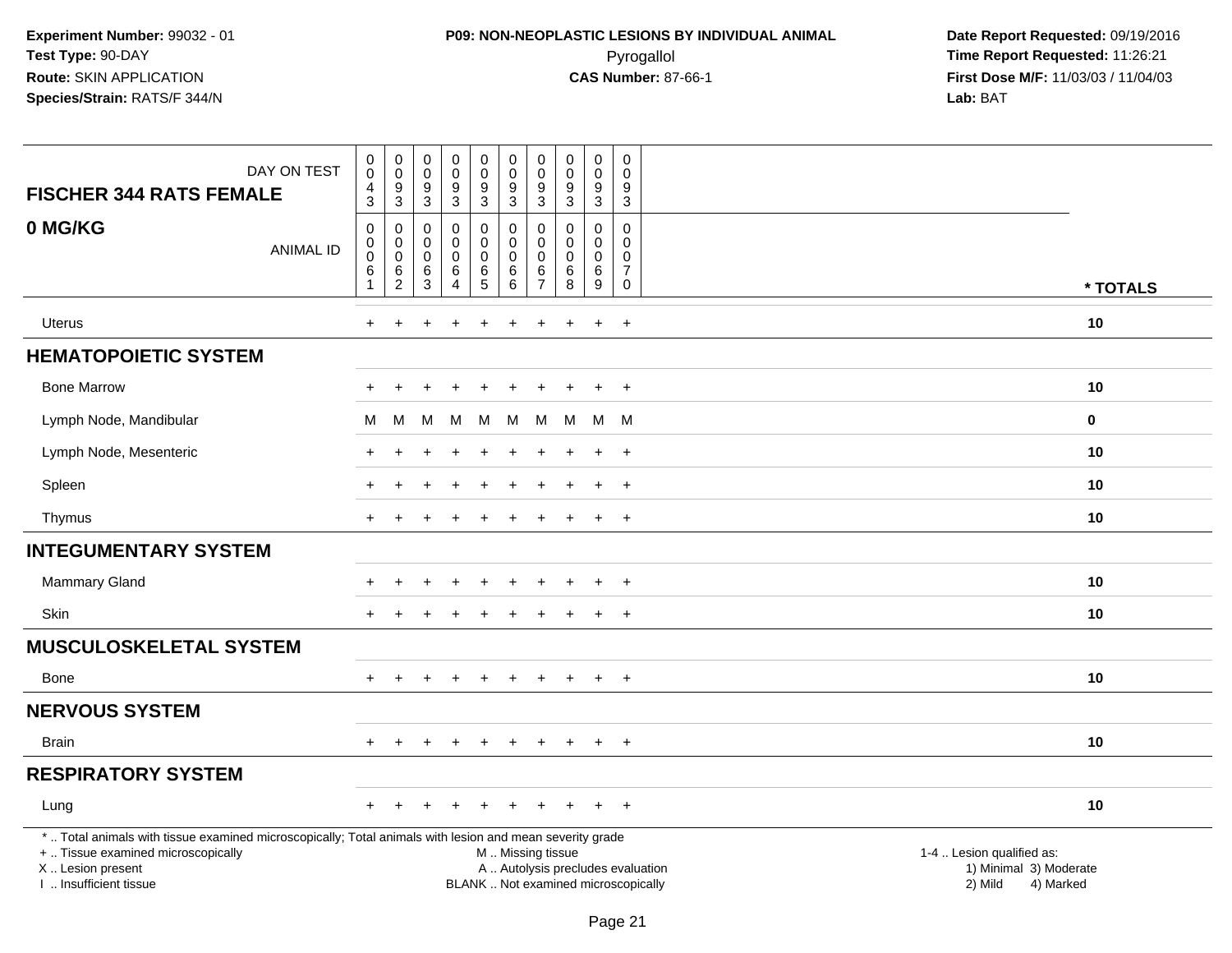**Experiment Number:** 99032 - 01
**Test Type:** 90-DAY
**Route:** SKIN APPLICATION
**Species/Strain:** RATS/F 344/N

**P09: NON-NEOPLASTIC LESIONS BY INDIVIDUAL ANIMAL**
Pyrogallol
**CAS Number:** 87-66-1

**Date Report Requested:** 09/19/2016
**Time Report Requested:** 11:26:21
**First Dose M/F:** 11/03/03 / 11/04/03
**Lab:** BAT

| FISCHER 344 RATS FEMALE — DAY ON TEST | 0043 | 0093 | 0093 | 0093 | 0093 | 0093 | 0093 | 0093 | 0093 | 0093 | |
|---|---|---|---|---|---|---|---|---|---|---|---|
| **0 MG/KG** — ANIMAL ID | 00061 | 00062 | 00063 | 00064 | 00065 | 00066 | 00067 | 00068 | 00069 | 00070 | * TOTALS |
| Uterus | + | + | + | + | + | + | + | + | + | + | 10 |
| **HEMATOPOIETIC SYSTEM** | | | | | | | | | | | |
| Bone Marrow | + | + | + | + | + | + | + | + | + | + | 10 |
| Lymph Node, Mandibular | M | M | M | M | M | M | M | M | M | M | 0 |
| Lymph Node, Mesenteric | + | + | + | + | + | + | + | + | + | + | 10 |
| Spleen | + | + | + | + | + | + | + | + | + | + | 10 |
| Thymus | + | + | + | + | + | + | + | + | + | + | 10 |
| **INTEGUMENTARY SYSTEM** | | | | | | | | | | | |
| Mammary Gland | + | + | + | + | + | + | + | + | + | + | 10 |
| Skin | + | + | + | + | + | + | + | + | + | + | 10 |
| **MUSCULOSKELETAL SYSTEM** | | | | | | | | | | | |
| Bone | + | + | + | + | + | + | + | + | + | + | 10 |
| **NERVOUS SYSTEM** | | | | | | | | | | | |
| Brain | + | + | + | + | + | + | + | + | + | + | 10 |
| **RESPIRATORY SYSTEM** | | | | | | | | | | | |
| Lung | + | + | + | + | + | + | + | + | + | + | 10 |

* .. Total animals with tissue examined microscopically; Total animals with lesion and mean severity grade
+ .. Tissue examined microscopically
X .. Lesion present
I .. Insufficient tissue

M .. Missing tissue
A .. Autolysis precludes evaluation
BLANK .. Not examined microscopically

1-4 .. Lesion qualified as:
1) Minimal 3) Moderate
2) Mild 4) Marked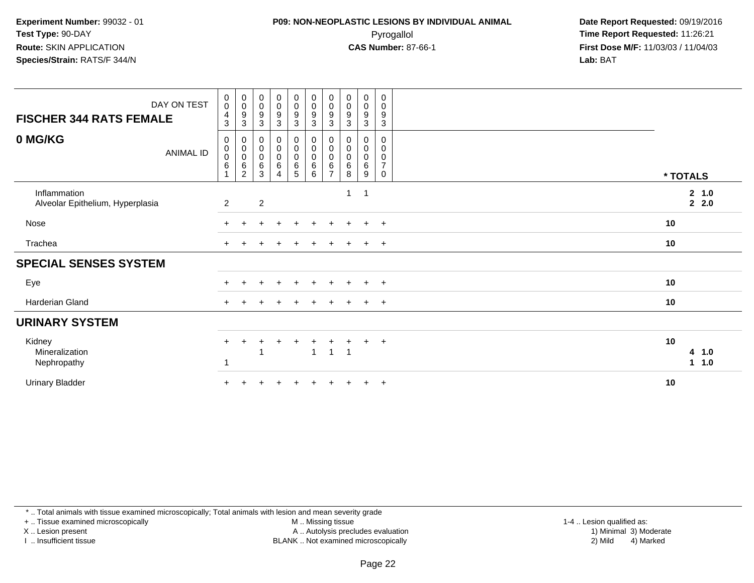**Experiment Number:** 99032 - 01
**Test Type:** 90-DAY
**Route:** SKIN APPLICATION
**Species/Strain:** RATS/F 344/N

**P09: NON-NEOPLASTIC LESIONS BY INDIVIDUAL ANIMAL**
Pyrogallol
**CAS Number:** 87-66-1

**Date Report Requested:** 09/19/2016
**Time Report Requested:** 11:26:21
**First Dose M/F:** 11/03/03 / 11/04/03
**Lab:** BAT

| FISCHER 344 RATS FEMALE — DAY ON TEST | 0043 | 0093 | 0093 | 0093 | 0093 | 0093 | 0093 | 0093 | 0093 | 0093 | |
|---|---|---|---|---|---|---|---|---|---|---|---|
| **0 MG/KG** — ANIMAL ID | 00061 | 00062 | 00063 | 00064 | 00065 | 00066 | 00067 | 00068 | 00069 | 00070 | * TOTALS |
| Inflammation | | | | | | | | 1 | 1 | | 2 1.0 |
| Alveolar Epithelium, Hyperplasia | 2 | | 2 | | | | | | | | 2 2.0 |
| Nose | + | + | + | + | + | + | + | + | + | + | 10 |
| Trachea | + | + | + | + | + | + | + | + | + | + | 10 |
| **SPECIAL SENSES SYSTEM** | | | | | | | | | | | |
| Eye | + | + | + | + | + | + | + | + | + | + | 10 |
| Harderian Gland | + | + | + | + | + | + | + | + | + | + | 10 |
| **URINARY SYSTEM** | | | | | | | | | | | |
| Kidney | + | + | + | + | + | + | + | + | + | + | 10 |
| Mineralization | | | 1 | | | 1 | 1 | 1 | | | 4 1.0 |
| Nephropathy | 1 | | | | | | | | | | 1 1.0 |
| Urinary Bladder | + | + | + | + | + | + | + | + | + | + | 10 |

* .. Total animals with tissue examined microscopically; Total animals with lesion and mean severity grade
+ .. Tissue examined microscopically
X .. Lesion present
I .. Insufficient tissue
M .. Missing tissue
A .. Autolysis precludes evaluation
BLANK .. Not examined microscopically
1-4 .. Lesion qualified as:
1) Minimal 3) Moderate
2) Mild 4) Marked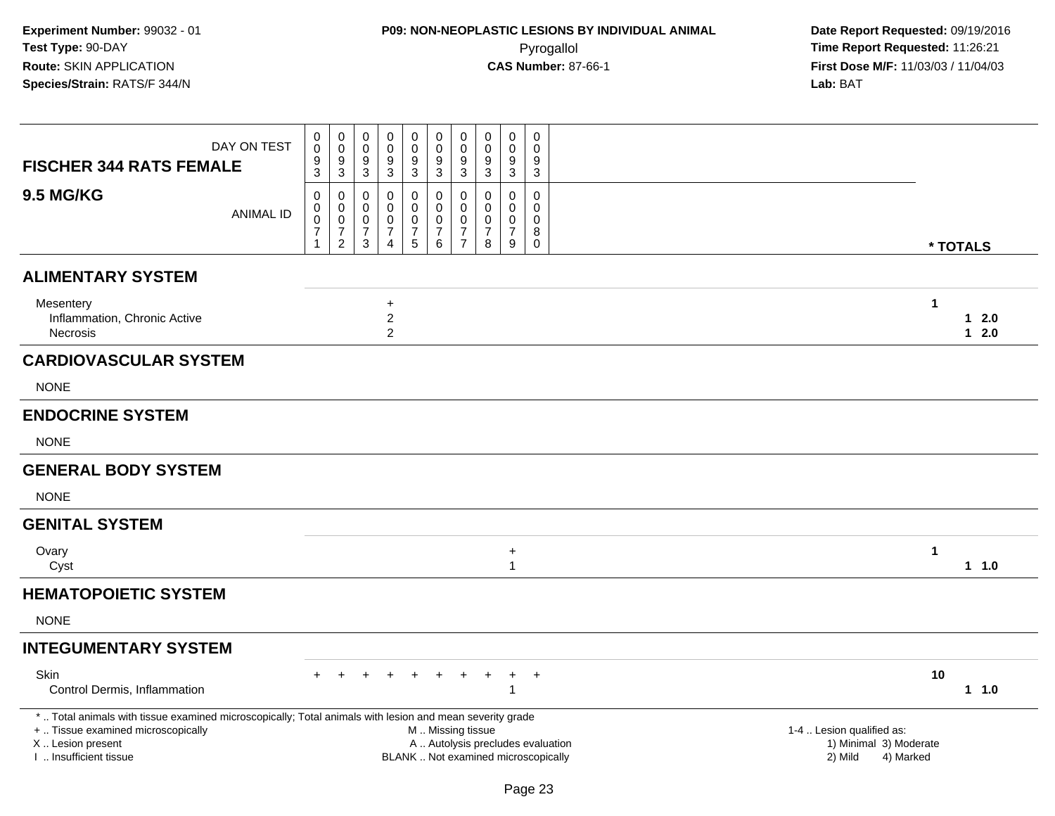**Experiment Number:** 99032 - 01
**Test Type:** 90-DAY
**Route:** SKIN APPLICATION
**Species/Strain:** RATS/F 344/N

**P09: NON-NEOPLASTIC LESIONS BY INDIVIDUAL ANIMAL**
Pyrogallol
**CAS Number:** 87-66-1

**Date Report Requested:** 09/19/2016
**Time Report Requested:** 11:26:21
**First Dose M/F:** 11/03/03 / 11/04/03
**Lab:** BAT

| FISCHER 344 RATS FEMALE — 9.5 MG/KG | | | | | | | | | | | |
|---|---|---|---|---|---|---|---|---|---|---|---|
| DAY ON TEST | 0093 | 0093 | 0093 | 0093 | 0093 | 0093 | 0093 | 0093 | 0093 | 0093 | |
| ANIMAL ID | 00071 | 00072 | 00073 | 00074 | 00075 | 00076 | 00077 | 00078 | 00079 | 00080 | * TOTALS |
| **ALIMENTARY SYSTEM** | | | | | | | | | | | |
| Mesentery | | | | + | | | | | | | 1 |
| Inflammation, Chronic Active | | | | 2 | | | | | | | 1 2.0 |
| Necrosis | | | | 2 | | | | | | | 1 2.0 |
| **CARDIOVASCULAR SYSTEM** | | | | | | | | | | | |
| NONE | | | | | | | | | | | |
| **ENDOCRINE SYSTEM** | | | | | | | | | | | |
| NONE | | | | | | | | | | | |
| **GENERAL BODY SYSTEM** | | | | | | | | | | | |
| NONE | | | | | | | | | | | |
| **GENITAL SYSTEM** | | | | | | | | | | | |
| Ovary | | | | | | | | | + | | 1 |
| Cyst | | | | | | | | | 1 | | 1 1.0 |
| **HEMATOPOIETIC SYSTEM** | | | | | | | | | | | |
| NONE | | | | | | | | | | | |
| **INTEGUMENTARY SYSTEM** | | | | | | | | | | | |
| Skin | + | + | + | + | + | + | + | + | + | + | 10 |
| Control Dermis, Inflammation | | | | | | | | | 1 | | 1 1.0 |

* .. Total animals with tissue examined microscopically; Total animals with lesion and mean severity grade
+ .. Tissue examined microscopically
X .. Lesion present
I .. Insufficient tissue

M .. Missing tissue
A .. Autolysis precludes evaluation
BLANK .. Not examined microscopically

1-4 .. Lesion qualified as:
1) Minimal 3) Moderate
2) Mild 4) Marked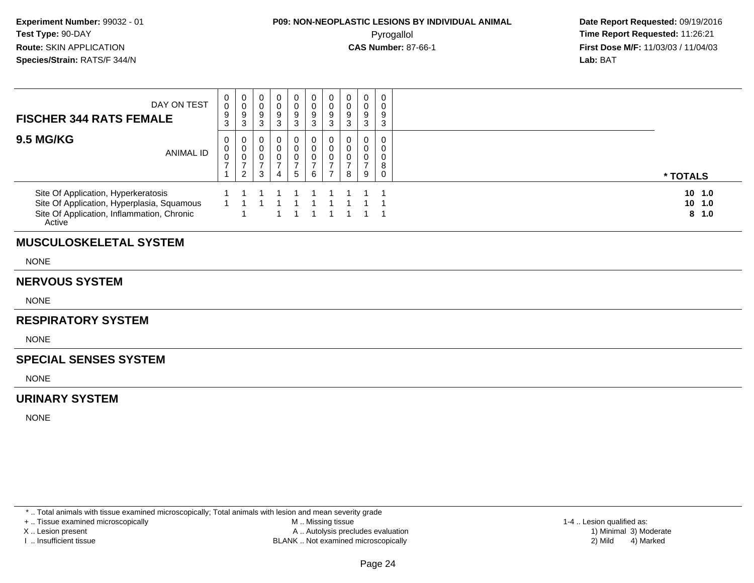**Experiment Number:** 99032 - 01
**Test Type:** 90-DAY
**Route:** SKIN APPLICATION
**Species/Strain:** RATS/F 344/N

**P09: NON-NEOPLASTIC LESIONS BY INDIVIDUAL ANIMAL**
Pyrogallol
**CAS Number:** 87-66-1

**Date Report Requested:** 09/19/2016
**Time Report Requested:** 11:26:21
**First Dose M/F:** 11/03/03 / 11/04/03
**Lab:** BAT

| DAY ON TEST | 0093 | 0093 | 0093 | 0093 | 0093 | 0093 | 0093 | 0093 | 0093 | 0093 | |
|---|---|---|---|---|---|---|---|---|---|---|---|
| **FISCHER 344 RATS FEMALE** | | | | | | | | | | | |
| **9.5 MG/KG** ANIMAL ID | 00071 | 00072 | 00073 | 00074 | 00075 | 00076 | 00077 | 00078 | 00079 | 00080 | *** TOTALS** |
| Site Of Application, Hyperkeratosis | 1 | 1 | 1 | 1 | 1 | 1 | 1 | 1 | 1 | 1 | **10 1.0** |
| Site Of Application, Hyperplasia, Squamous | 1 | 1 | 1 | 1 | 1 | 1 | 1 | 1 | 1 | 1 | **10 1.0** |
| Site Of Application, Inflammation, Chronic Active | | 1 | | 1 | 1 | 1 | 1 | 1 | 1 | 1 | **8 1.0** |

## MUSCULOSKELETAL SYSTEM

NONE

## NERVOUS SYSTEM

NONE

## RESPIRATORY SYSTEM

NONE

## SPECIAL SENSES SYSTEM

NONE

## URINARY SYSTEM

NONE

* .. Total animals with tissue examined microscopically; Total animals with lesion and mean severity grade
+ .. Tissue examined microscopically
X .. Lesion present
I .. Insufficient tissue
M .. Missing tissue
A .. Autolysis precludes evaluation
BLANK .. Not examined microscopically
1-4 .. Lesion qualified as:
1) Minimal 3) Moderate
2) Mild 4) Marked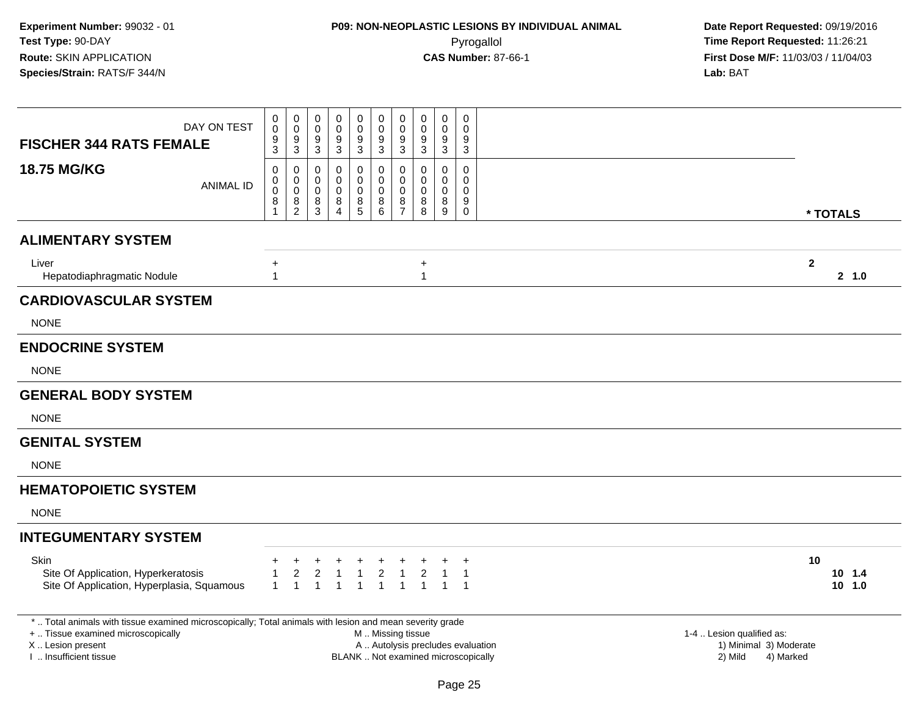**Experiment Number:** 99032 - 01
**Test Type:** 90-DAY
**Route:** SKIN APPLICATION
**Species/Strain:** RATS/F 344/N

**P09: NON-NEOPLASTIC LESIONS BY INDIVIDUAL ANIMAL**
Pyrogallol
**CAS Number:** 87-66-1

**Date Report Requested:** 09/19/2016
**Time Report Requested:** 11:26:21
**First Dose M/F:** 11/03/03 / 11/04/03
**Lab:** BAT

| FISCHER 344 RATS FEMALE 18.75 MG/KG | | | | | | | | | | | |
|---|---|---|---|---|---|---|---|---|---|---|---|
| DAY ON TEST | 0093 | 0093 | 0093 | 0093 | 0093 | 0093 | 0093 | 0093 | 0093 | 0093 | |
| ANIMAL ID | 00081 | 00082 | 00083 | 00084 | 00085 | 00086 | 00087 | 00088 | 00089 | 00090 | * TOTALS |
| **ALIMENTARY SYSTEM** | | | | | | | | | | | |
| Liver | + | | | | | | | + | | | 2 |
| Hepatodiaphragmatic Nodule | 1 | | | | | | | 1 | | | 2 1.0 |
| **CARDIOVASCULAR SYSTEM** | | | | | | | | | | | |
| NONE | | | | | | | | | | | |
| **ENDOCRINE SYSTEM** | | | | | | | | | | | |
| NONE | | | | | | | | | | | |
| **GENERAL BODY SYSTEM** | | | | | | | | | | | |
| NONE | | | | | | | | | | | |
| **GENITAL SYSTEM** | | | | | | | | | | | |
| NONE | | | | | | | | | | | |
| **HEMATOPOIETIC SYSTEM** | | | | | | | | | | | |
| NONE | | | | | | | | | | | |
| **INTEGUMENTARY SYSTEM** | | | | | | | | | | | |
| Skin | + | + | + | + | + | + | + | + | + | + | 10 |
| Site Of Application, Hyperkeratosis | 1 | 2 | 2 | 1 | 1 | 2 | 1 | 2 | 1 | 1 | 10 1.4 |
| Site Of Application, Hyperplasia, Squamous | 1 | 1 | 1 | 1 | 1 | 1 | 1 | 1 | 1 | 1 | 10 1.0 |

* .. Total animals with tissue examined microscopically; Total animals with lesion and mean severity grade
+ .. Tissue examined microscopically
X .. Lesion present
I .. Insufficient tissue

M .. Missing tissue
A .. Autolysis precludes evaluation
BLANK .. Not examined microscopically

1-4 .. Lesion qualified as:
1) Minimal 3) Moderate
2) Mild 4) Marked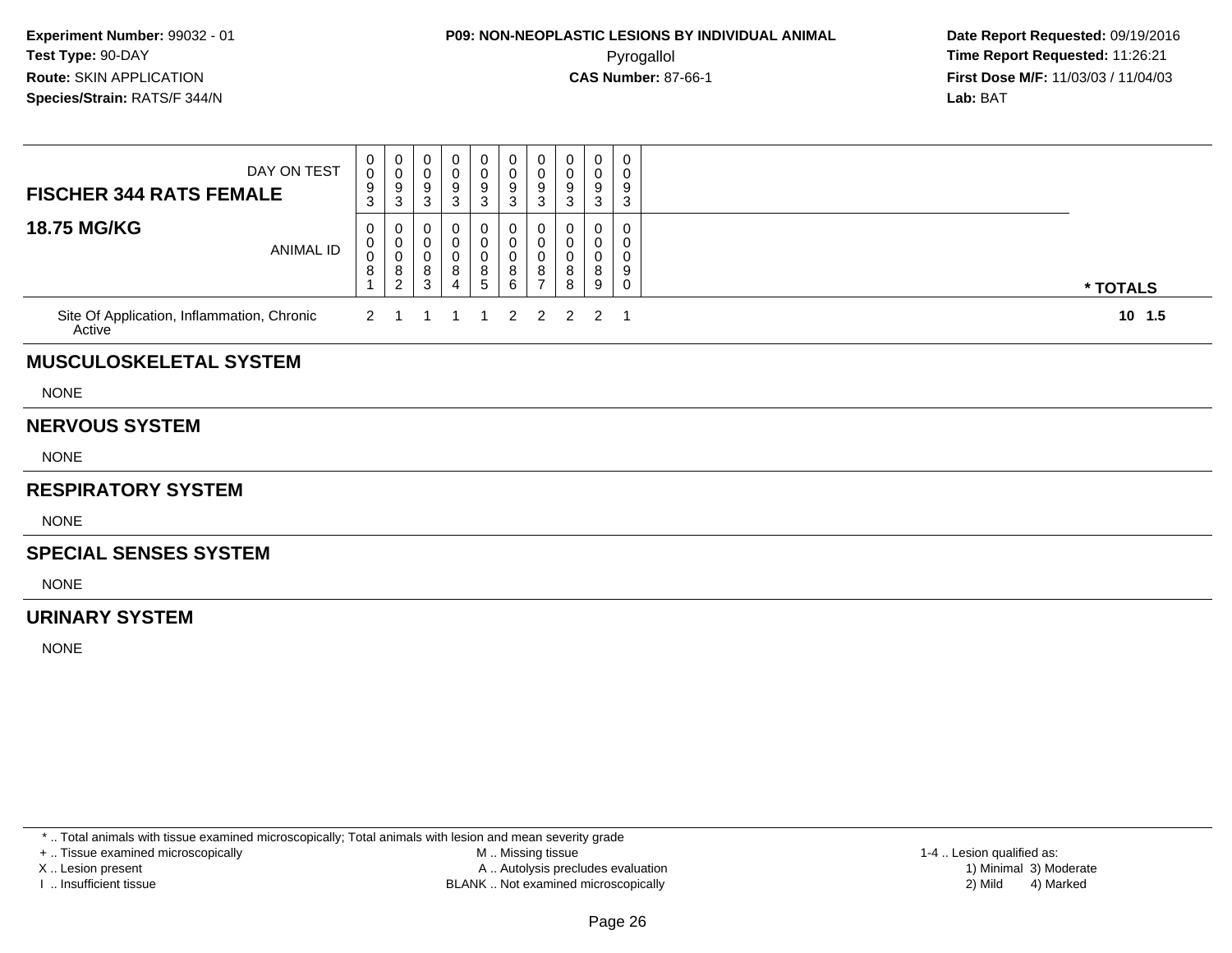**Experiment Number:** 99032 - 01
**Test Type:** 90-DAY
**Route:** SKIN APPLICATION
**Species/Strain:** RATS/F 344/N

**P09: NON-NEOPLASTIC LESIONS BY INDIVIDUAL ANIMAL**
Pyrogallol
**CAS Number:** 87-66-1

**Date Report Requested:** 09/19/2016
**Time Report Requested:** 11:26:21
**First Dose M/F:** 11/03/03 / 11/04/03
**Lab:** BAT

| **FISCHER 344 RATS FEMALE** DAY ON TEST | 0093 | 0093 | 0093 | 0093 | 0093 | 0093 | 0093 | 0093 | 0093 | 0093 | |
|---|---|---|---|---|---|---|---|---|---|---|---|
| **18.75 MG/KG** ANIMAL ID | 00081 | 00082 | 00083 | 00084 | 00085 | 00086 | 00087 | 00088 | 00089 | 00090 | *** TOTALS** |
| Site Of Application, Inflammation, Chronic Active | 2 | 1 | 1 | 1 | 1 | 2 | 2 | 2 | 2 | 1 | **10 1.5** |

## MUSCULOSKELETAL SYSTEM

NONE

## NERVOUS SYSTEM

NONE

## RESPIRATORY SYSTEM

NONE

## SPECIAL SENSES SYSTEM

NONE

## URINARY SYSTEM

NONE

* .. Total animals with tissue examined microscopically; Total animals with lesion and mean severity grade
+ .. Tissue examined microscopically
X .. Lesion present
I .. Insufficient tissue

M .. Missing tissue
A .. Autolysis precludes evaluation
BLANK .. Not examined microscopically

1-4 .. Lesion qualified as:
1) Minimal 3) Moderate
2) Mild 4) Marked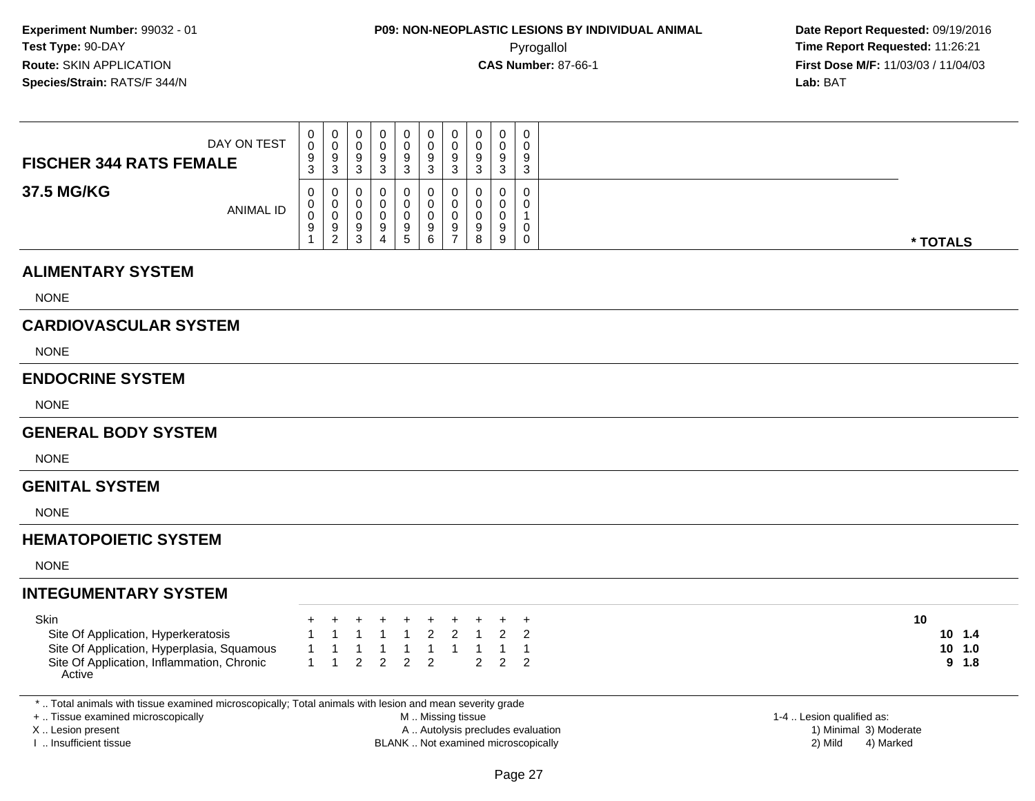**Experiment Number:** 99032 - 01
**Test Type:** 90-DAY
**Route:** SKIN APPLICATION
**Species/Strain:** RATS/F 344/N

**P09: NON-NEOPLASTIC LESIONS BY INDIVIDUAL ANIMAL**
Pyrogallol
**CAS Number:** 87-66-1

**Date Report Requested:** 09/19/2016
**Time Report Requested:** 11:26:21
**First Dose M/F:** 11/03/03 / 11/04/03
**Lab:** BAT

## FISCHER 344 RATS FEMALE

## 37.5 MG/KG

| | | | | | | | | | | | |
|---|---|---|---|---|---|---|---|---|---|---|---|
| DAY ON TEST | 0093 | 0093 | 0093 | 0093 | 0093 | 0093 | 0093 | 0093 | 0093 | 0093 | |
| ANIMAL ID | 00091 | 00092 | 00093 | 00094 | 00095 | 00096 | 00097 | 00098 | 00099 | 00100 | * TOTALS |
| **ALIMENTARY SYSTEM** | | | | | | | | | | | |
| NONE | | | | | | | | | | | |
| **CARDIOVASCULAR SYSTEM** | | | | | | | | | | | |
| NONE | | | | | | | | | | | |
| **ENDOCRINE SYSTEM** | | | | | | | | | | | |
| NONE | | | | | | | | | | | |
| **GENERAL BODY SYSTEM** | | | | | | | | | | | |
| NONE | | | | | | | | | | | |
| **GENITAL SYSTEM** | | | | | | | | | | | |
| NONE | | | | | | | | | | | |
| **HEMATOPOIETIC SYSTEM** | | | | | | | | | | | |
| NONE | | | | | | | | | | | |
| **INTEGUMENTARY SYSTEM** | | | | | | | | | | | |
| Skin | + | + | + | + | + | + | + | + | + | + | 10 |
| Site Of Application, Hyperkeratosis | 1 | 1 | 1 | 1 | 1 | 2 | 2 | 1 | 2 | 2 | 10 1.4 |
| Site Of Application, Hyperplasia, Squamous | 1 | 1 | 1 | 1 | 1 | 1 | 1 | 1 | 1 | 1 | 10 1.0 |
| Site Of Application, Inflammation, Chronic Active | 1 | 1 | 2 | 2 | 2 | 2 | | 2 | 2 | 2 | 9 1.8 |

* .. Total animals with tissue examined microscopically; Total animals with lesion and mean severity grade
+ .. Tissue examined microscopically
X .. Lesion present
I .. Insufficient tissue

M .. Missing tissue
A .. Autolysis precludes evaluation
BLANK .. Not examined microscopically

1-4 .. Lesion qualified as:
1) Minimal 3) Moderate
2) Mild 4) Marked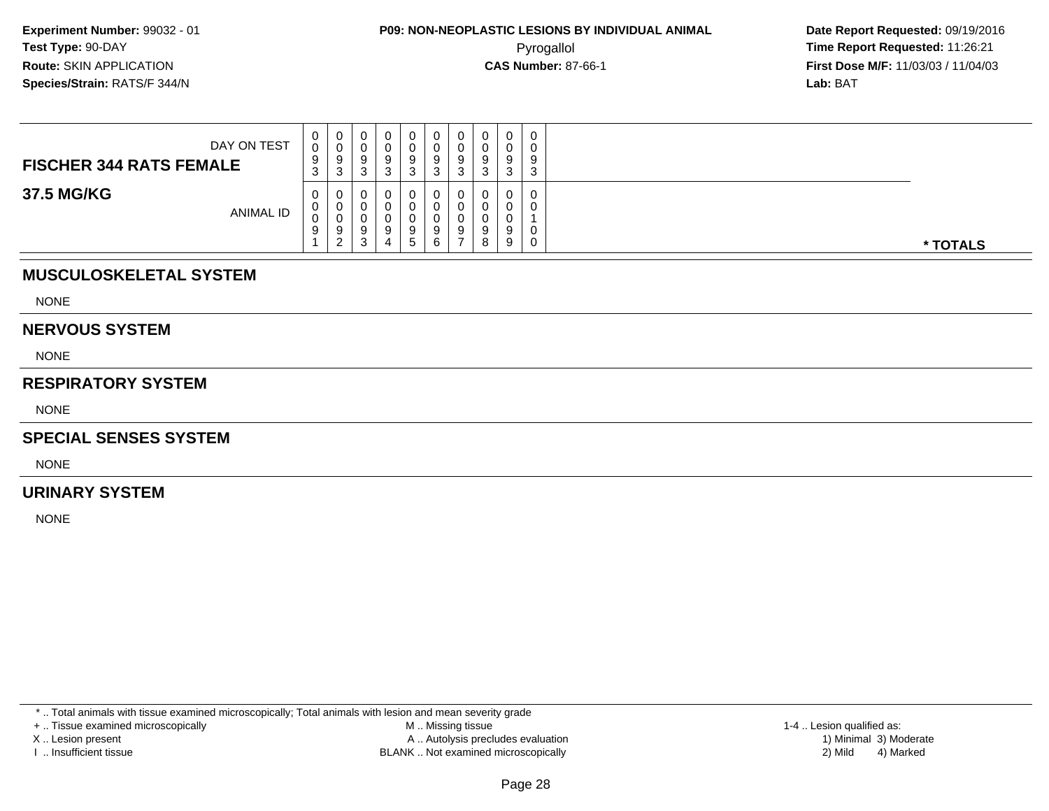**Experiment Number:** 99032 - 01
**Test Type:** 90-DAY
**Route:** SKIN APPLICATION
**Species/Strain:** RATS/F 344/N

**P09: NON-NEOPLASTIC LESIONS BY INDIVIDUAL ANIMAL**
Pyrogallol
**CAS Number:** 87-66-1

**Date Report Requested:** 09/19/2016
**Time Report Requested:** 11:26:21
**First Dose M/F:** 11/03/03 / 11/04/03
**Lab:** BAT

| **FISCHER 344 RATS FEMALE** DAY ON TEST | 0093 | 0093 | 0093 | 0093 | 0093 | 0093 | 0093 | 0093 | 0093 | 0093 | |
|---|---|---|---|---|---|---|---|---|---|---|---|
| **37.5 MG/KG** ANIMAL ID | 00091 | 00092 | 00093 | 00094 | 00095 | 00096 | 00097 | 00098 | 00099 | 00100 | *** TOTALS** |

## MUSCULOSKELETAL SYSTEM

NONE

## NERVOUS SYSTEM

NONE

## RESPIRATORY SYSTEM

NONE

## SPECIAL SENSES SYSTEM

NONE

## URINARY SYSTEM

NONE

* .. Total animals with tissue examined microscopically; Total animals with lesion and mean severity grade
+ .. Tissue examined microscopically
X .. Lesion present
I .. Insufficient tissue

M .. Missing tissue
A .. Autolysis precludes evaluation
BLANK .. Not examined microscopically

1-4 .. Lesion qualified as:
1) Minimal 3) Moderate
2) Mild 4) Marked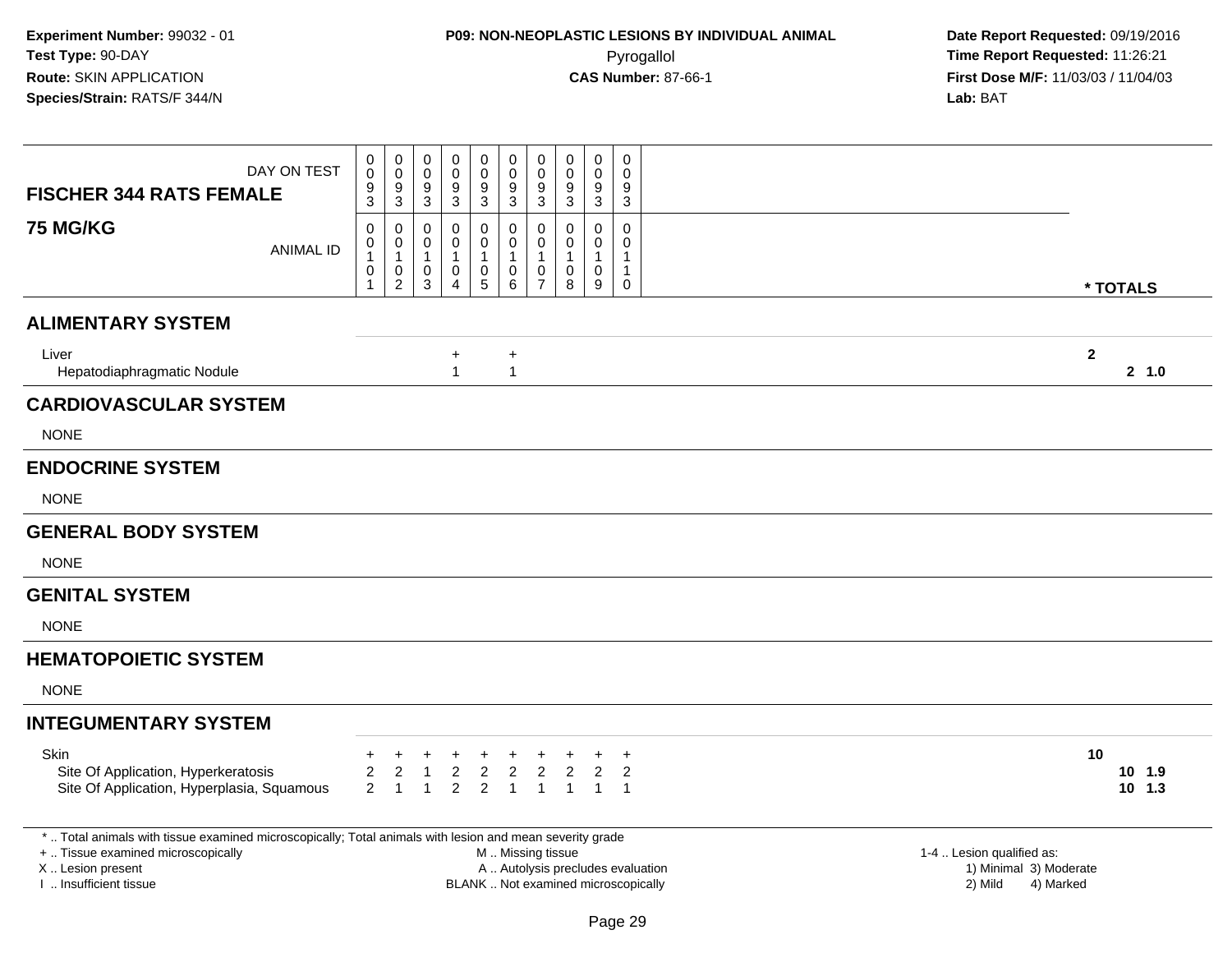**Experiment Number:** 99032 - 01
**Test Type:** 90-DAY
**Route:** SKIN APPLICATION
**Species/Strain:** RATS/F 344/N

## P09: NON-NEOPLASTIC LESIONS BY INDIVIDUAL ANIMAL

Pyrogallol

**CAS Number:** 87-66-1

**Date Report Requested:** 09/19/2016
**Time Report Requested:** 11:26:21
**First Dose M/F:** 11/03/03 / 11/04/03
**Lab:** BAT

| FISCHER 344 RATS FEMALE — 75 MG/KG | | | | | | | | | | | |
|---|---|---|---|---|---|---|---|---|---|---|---|
| DAY ON TEST | 0093 | 0093 | 0093 | 0093 | 0093 | 0093 | 0093 | 0093 | 0093 | 0093 | |
| ANIMAL ID | 00101 | 00102 | 00103 | 00104 | 00105 | 00106 | 00107 | 00108 | 00109 | 00110 | * TOTALS |
| **ALIMENTARY SYSTEM** | | | | | | | | | | | |
| Liver | | | | + | | + | | | | | 2 |
| Hepatodiaphragmatic Nodule | | | | 1 | | 1 | | | | | 2 1.0 |
| **CARDIOVASCULAR SYSTEM** | | | | | | | | | | | |
| NONE | | | | | | | | | | | |
| **ENDOCRINE SYSTEM** | | | | | | | | | | | |
| NONE | | | | | | | | | | | |
| **GENERAL BODY SYSTEM** | | | | | | | | | | | |
| NONE | | | | | | | | | | | |
| **GENITAL SYSTEM** | | | | | | | | | | | |
| NONE | | | | | | | | | | | |
| **HEMATOPOIETIC SYSTEM** | | | | | | | | | | | |
| NONE | | | | | | | | | | | |
| **INTEGUMENTARY SYSTEM** | | | | | | | | | | | |
| Skin | + | + | + | + | + | + | + | + | + | + | 10 |
| Site Of Application, Hyperkeratosis | 2 | 2 | 1 | 2 | 2 | 2 | 2 | 2 | 2 | 2 | 10 1.9 |
| Site Of Application, Hyperplasia, Squamous | 2 | 1 | 1 | 2 | 2 | 1 | 1 | 1 | 1 | 1 | 10 1.3 |

* .. Total animals with tissue examined microscopically; Total animals with lesion and mean severity grade

+ .. Tissue examined microscopically
X .. Lesion present
I .. Insufficient tissue

M .. Missing tissue
A .. Autolysis precludes evaluation
BLANK .. Not examined microscopically

1-4 .. Lesion qualified as:
1) Minimal 3) Moderate
2) Mild 4) Marked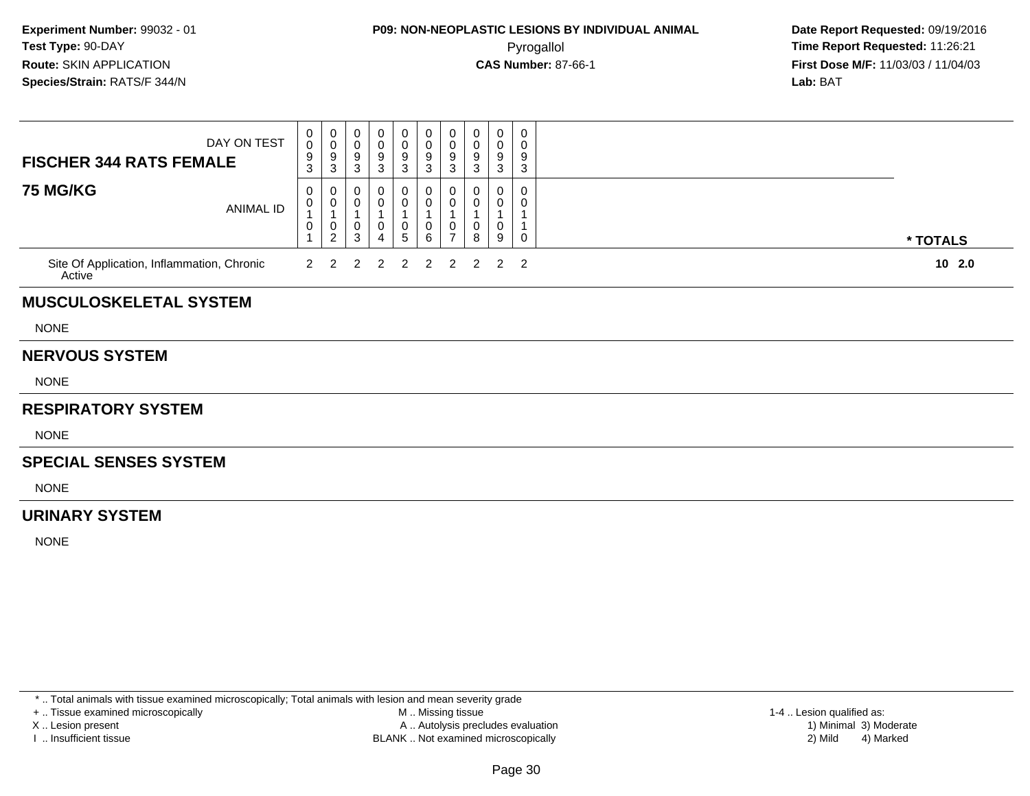**Experiment Number:** 99032 - 01
**Test Type:** 90-DAY
**Route:** SKIN APPLICATION
**Species/Strain:** RATS/F 344/N

**P09: NON-NEOPLASTIC LESIONS BY INDIVIDUAL ANIMAL**
Pyrogallol
**CAS Number:** 87-66-1

**Date Report Requested:** 09/19/2016
**Time Report Requested:** 11:26:21
**First Dose M/F:** 11/03/03 / 11/04/03
**Lab:** BAT

| **FISCHER 344 RATS FEMALE** DAY ON TEST | 0093 | 0093 | 0093 | 0093 | 0093 | 0093 | 0093 | 0093 | 0093 | 0093 | |
|---|---|---|---|---|---|---|---|---|---|---|---|
| **75 MG/KG** ANIMAL ID | 00101 | 00102 | 00103 | 00104 | 00105 | 00106 | 00107 | 00108 | 00109 | 00110 | *** TOTALS** |
| Site Of Application, Inflammation, Chronic Active | 2 | 2 | 2 | 2 | 2 | 2 | 2 | 2 | 2 | 2 | **10 2.0** |

## MUSCULOSKELETAL SYSTEM

NONE

## NERVOUS SYSTEM

NONE

## RESPIRATORY SYSTEM

NONE

## SPECIAL SENSES SYSTEM

NONE

## URINARY SYSTEM

NONE

* .. Total animals with tissue examined microscopically; Total animals with lesion and mean severity grade
+ .. Tissue examined microscopically
X .. Lesion present
I .. Insufficient tissue

M .. Missing tissue
A .. Autolysis precludes evaluation
BLANK .. Not examined microscopically

1-4 .. Lesion qualified as:
1) Minimal 3) Moderate
2) Mild 4) Marked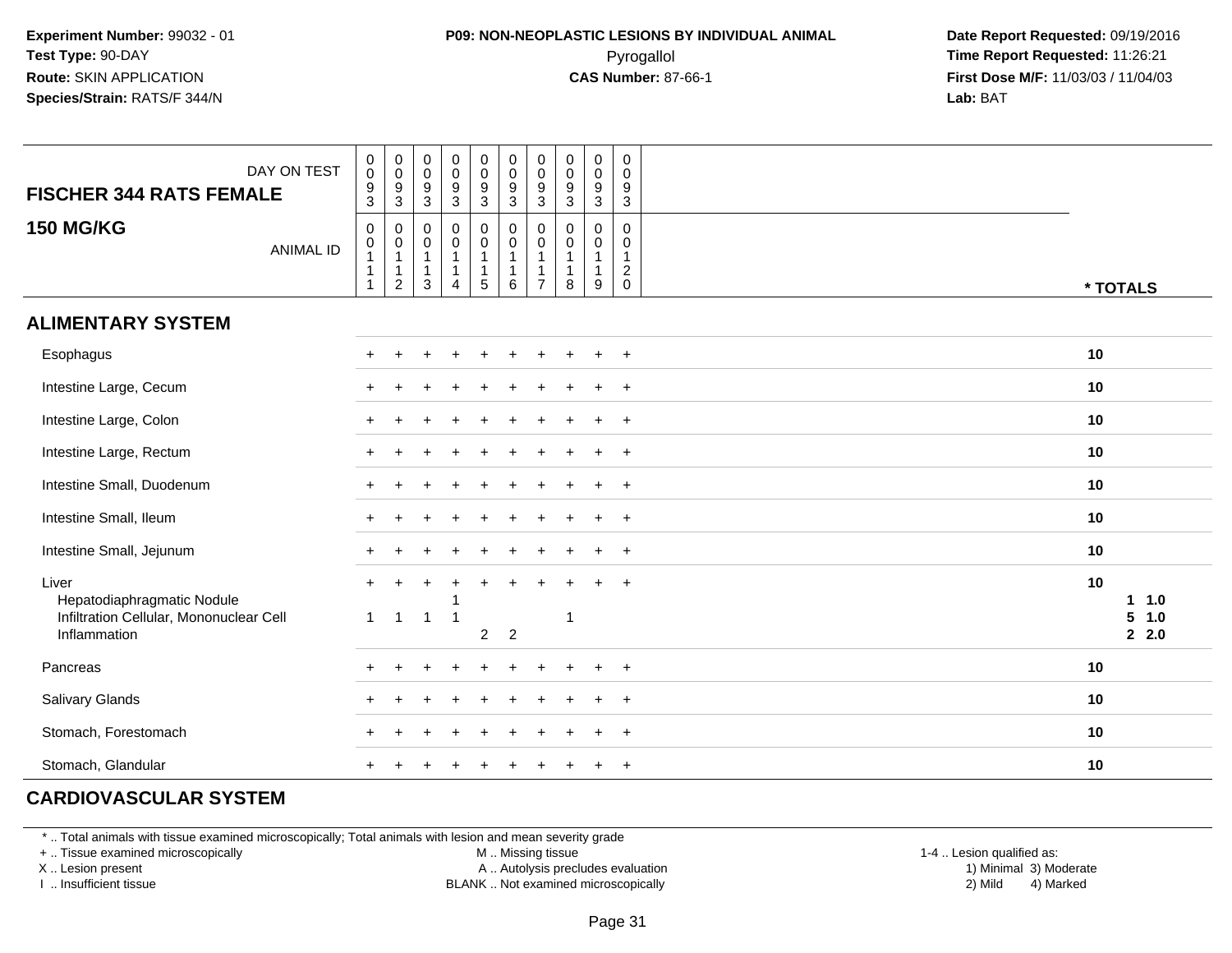**Experiment Number:** 99032 - 01
**Test Type:** 90-DAY
**Route:** SKIN APPLICATION
**Species/Strain:** RATS/F 344/N

**P09: NON-NEOPLASTIC LESIONS BY INDIVIDUAL ANIMAL**
Pyrogallol
**CAS Number:** 87-66-1

**Date Report Requested:** 09/19/2016
**Time Report Requested:** 11:26:21
**First Dose M/F:** 11/03/03 / 11/04/03
**Lab:** BAT

| FISCHER 344 RATS FEMALE — DAY ON TEST | 0093 | 0093 | 0093 | 0093 | 0093 | 0093 | 0093 | 0093 | 0093 | 0093 | |
|---|---|---|---|---|---|---|---|---|---|---|---|
| **150 MG/KG** — ANIMAL ID | 00111 | 00112 | 00113 | 00114 | 00115 | 00116 | 00117 | 00118 | 00119 | 00120 | * TOTALS |
| **ALIMENTARY SYSTEM** | | | | | | | | | | | |
| Esophagus | + | + | + | + | + | + | + | + | + | + | 10 |
| Intestine Large, Cecum | + | + | + | + | + | + | + | + | + | + | 10 |
| Intestine Large, Colon | + | + | + | + | + | + | + | + | + | + | 10 |
| Intestine Large, Rectum | + | + | + | + | + | + | + | + | + | + | 10 |
| Intestine Small, Duodenum | + | + | + | + | + | + | + | + | + | + | 10 |
| Intestine Small, Ileum | + | + | + | + | + | + | + | + | + | + | 10 |
| Intestine Small, Jejunum | + | + | + | + | + | + | + | + | + | + | 10 |
| Liver | + | + | + | + | + | + | + | + | + | + | 10 |
| Hepatodiaphragmatic Nodule | | | | 1 | | | | | | | 1 1.0 |
| Infiltration Cellular, Mononuclear Cell | 1 | 1 | 1 | 1 | | | | 1 | | | 5 1.0 |
| Inflammation | | | | | 2 | 2 | | | | | 2 2.0 |
| Pancreas | + | + | + | + | + | + | + | + | + | + | 10 |
| Salivary Glands | + | + | + | + | + | + | + | + | + | + | 10 |
| Stomach, Forestomach | + | + | + | + | + | + | + | + | + | + | 10 |
| Stomach, Glandular | + | + | + | + | + | + | + | + | + | + | 10 |

**CARDIOVASCULAR SYSTEM**

* .. Total animals with tissue examined microscopically; Total animals with lesion and mean severity grade
+ .. Tissue examined microscopically
X .. Lesion present
I .. Insufficient tissue

M .. Missing tissue
A .. Autolysis precludes evaluation
BLANK .. Not examined microscopically

1-4 .. Lesion qualified as:
1) Minimal 3) Moderate
2) Mild 4) Marked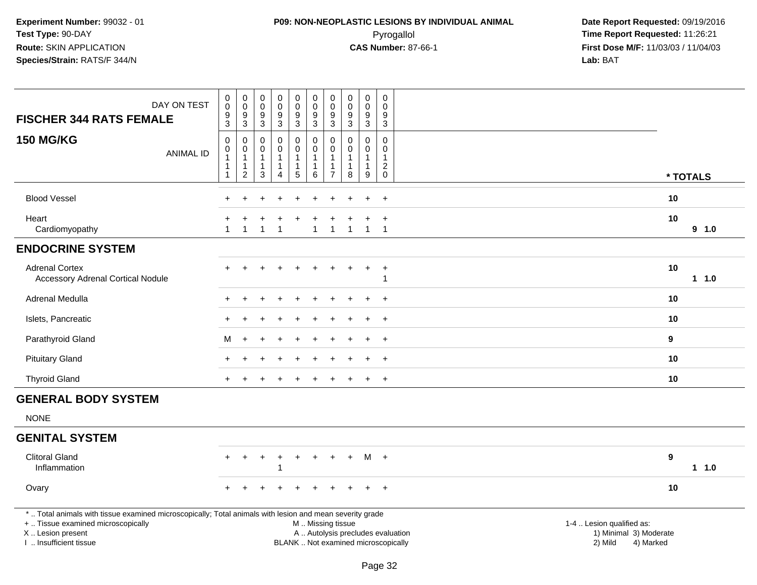**Experiment Number:** 99032 - 01
**Test Type:** 90-DAY
**Route:** SKIN APPLICATION
**Species/Strain:** RATS/F 344/N

**P09: NON-NEOPLASTIC LESIONS BY INDIVIDUAL ANIMAL**
Pyrogallol
**CAS Number:** 87-66-1

**Date Report Requested:** 09/19/2016
**Time Report Requested:** 11:26:21
**First Dose M/F:** 11/03/03 / 11/04/03
**Lab:** BAT

| DAY ON TEST | 0093 | 0093 | 0093 | 0093 | 0093 | 0093 | 0093 | 0093 | 0093 | 0093 | |
|---|---|---|---|---|---|---|---|---|---|---|---|
| **FISCHER 344 RATS FEMALE** | | | | | | | | | | | |
| **150 MG/KG** ANIMAL ID | 00111 | 00112 | 00113 | 00114 | 00115 | 00116 | 00117 | 00118 | 00119 | 00120 | * TOTALS |
| Blood Vessel | + | + | + | + | + | + | + | + | + | + | 10 |
| Heart | + | + | + | + | + | + | + | + | + | + | 10 |
| Cardiomyopathy | 1 | 1 | 1 | 1 | | 1 | 1 | 1 | 1 | 1 | 9 1.0 |
| **ENDOCRINE SYSTEM** | | | | | | | | | | | |
| Adrenal Cortex | + | + | + | + | + | + | + | + | + | + | 10 |
| Accessory Adrenal Cortical Nodule | | | | | | | | | | 1 | 1 1.0 |
| Adrenal Medulla | + | + | + | + | + | + | + | + | + | + | 10 |
| Islets, Pancreatic | + | + | + | + | + | + | + | + | + | + | 10 |
| Parathyroid Gland | M | + | + | + | + | + | + | + | + | + | 9 |
| Pituitary Gland | + | + | + | + | + | + | + | + | + | + | 10 |
| Thyroid Gland | + | + | + | + | + | + | + | + | + | + | 10 |
| **GENERAL BODY SYSTEM** | | | | | | | | | | | |
| NONE | | | | | | | | | | | |
| **GENITAL SYSTEM** | | | | | | | | | | | |
| Clitoral Gland | + | + | + | + | + | + | + | + | M | + | 9 |
| Inflammation | | | | 1 | | | | | | | 1 1.0 |
| Ovary | + | + | + | + | + | + | + | + | + | + | 10 |

* .. Total animals with tissue examined microscopically; Total animals with lesion and mean severity grade
+ .. Tissue examined microscopically
X .. Lesion present
I .. Insufficient tissue

M .. Missing tissue
A .. Autolysis precludes evaluation
BLANK .. Not examined microscopically

1-4 .. Lesion qualified as:
1) Minimal 3) Moderate
2) Mild 4) Marked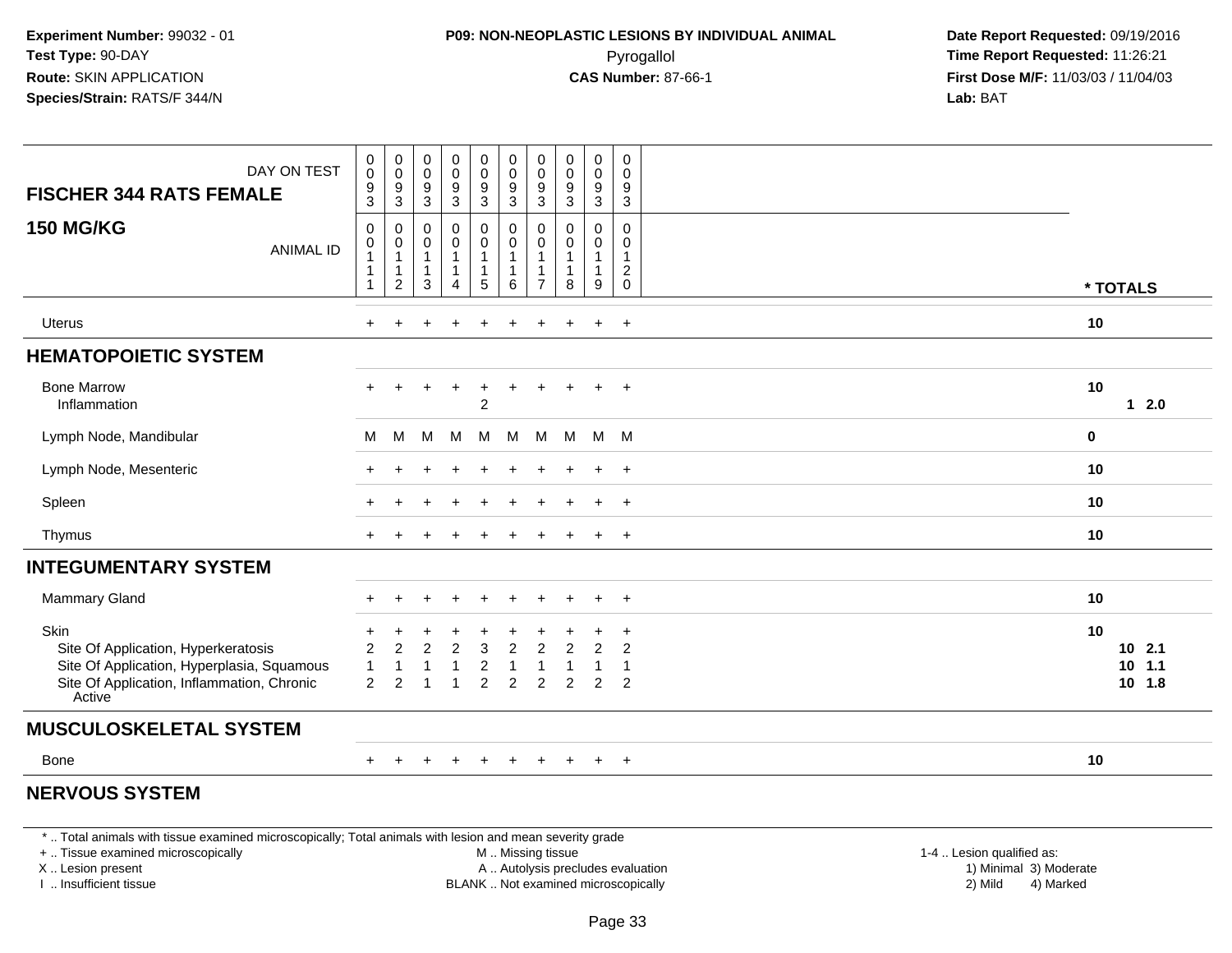**Experiment Number:** 99032 - 01
**Test Type:** 90-DAY
**Route:** SKIN APPLICATION
**Species/Strain:** RATS/F 344/N

**P09: NON-NEOPLASTIC LESIONS BY INDIVIDUAL ANIMAL**
Pyrogallol
**CAS Number:** 87-66-1

**Date Report Requested:** 09/19/2016
**Time Report Requested:** 11:26:21
**First Dose M/F:** 11/03/03 / 11/04/03
**Lab:** BAT

| FISCHER 344 RATS FEMALE 150 MG/KG | | | | | | | | | | | * TOTALS |
|---|---|---|---|---|---|---|---|---|---|---|---|
| DAY ON TEST | 0093 | 0093 | 0093 | 0093 | 0093 | 0093 | 0093 | 0093 | 0093 | 0093 | |
| ANIMAL ID | 00111 | 00112 | 00113 | 00114 | 00115 | 00116 | 00117 | 00118 | 00119 | 00120 | |
| Uterus | + | + | + | + | + | + | + | + | + | + | 10 |
| **HEMATOPOIETIC SYSTEM** | | | | | | | | | | | |
| Bone Marrow | + | + | + | + | + | + | + | + | + | + | 10 |
| Inflammation | | | | | 2 | | | | | | 1  2.0 |
| Lymph Node, Mandibular | M | M | M | M | M | M | M | M | M | M | 0 |
| Lymph Node, Mesenteric | + | + | + | + | + | + | + | + | + | + | 10 |
| Spleen | + | + | + | + | + | + | + | + | + | + | 10 |
| Thymus | + | + | + | + | + | + | + | + | + | + | 10 |
| **INTEGUMENTARY SYSTEM** | | | | | | | | | | | |
| Mammary Gland | + | + | + | + | + | + | + | + | + | + | 10 |
| Skin | + | + | + | + | + | + | + | + | + | + | 10 |
| Site Of Application, Hyperkeratosis | 2 | 2 | 2 | 2 | 3 | 2 | 2 | 2 | 2 | 2 | 10 2.1 |
| Site Of Application, Hyperplasia, Squamous | 1 | 1 | 1 | 1 | 2 | 1 | 1 | 1 | 1 | 1 | 10 1.1 |
| Site Of Application, Inflammation, Chronic Active | 2 | 2 | 1 | 1 | 2 | 2 | 2 | 2 | 2 | 2 | 10 1.8 |
| **MUSCULOSKELETAL SYSTEM** | | | | | | | | | | | |
| Bone | + | + | + | + | + | + | + | + | + | + | 10 |
| **NERVOUS SYSTEM** | | | | | | | | | | | |

\* .. Total animals with tissue examined microscopically; Total animals with lesion and mean severity grade
\+ .. Tissue examined microscopically
X .. Lesion present
I .. Insufficient tissue
M .. Missing tissue
A .. Autolysis precludes evaluation
BLANK .. Not examined microscopically
1-4 .. Lesion qualified as: 1) Minimal 2) Mild 3) Moderate 4) Marked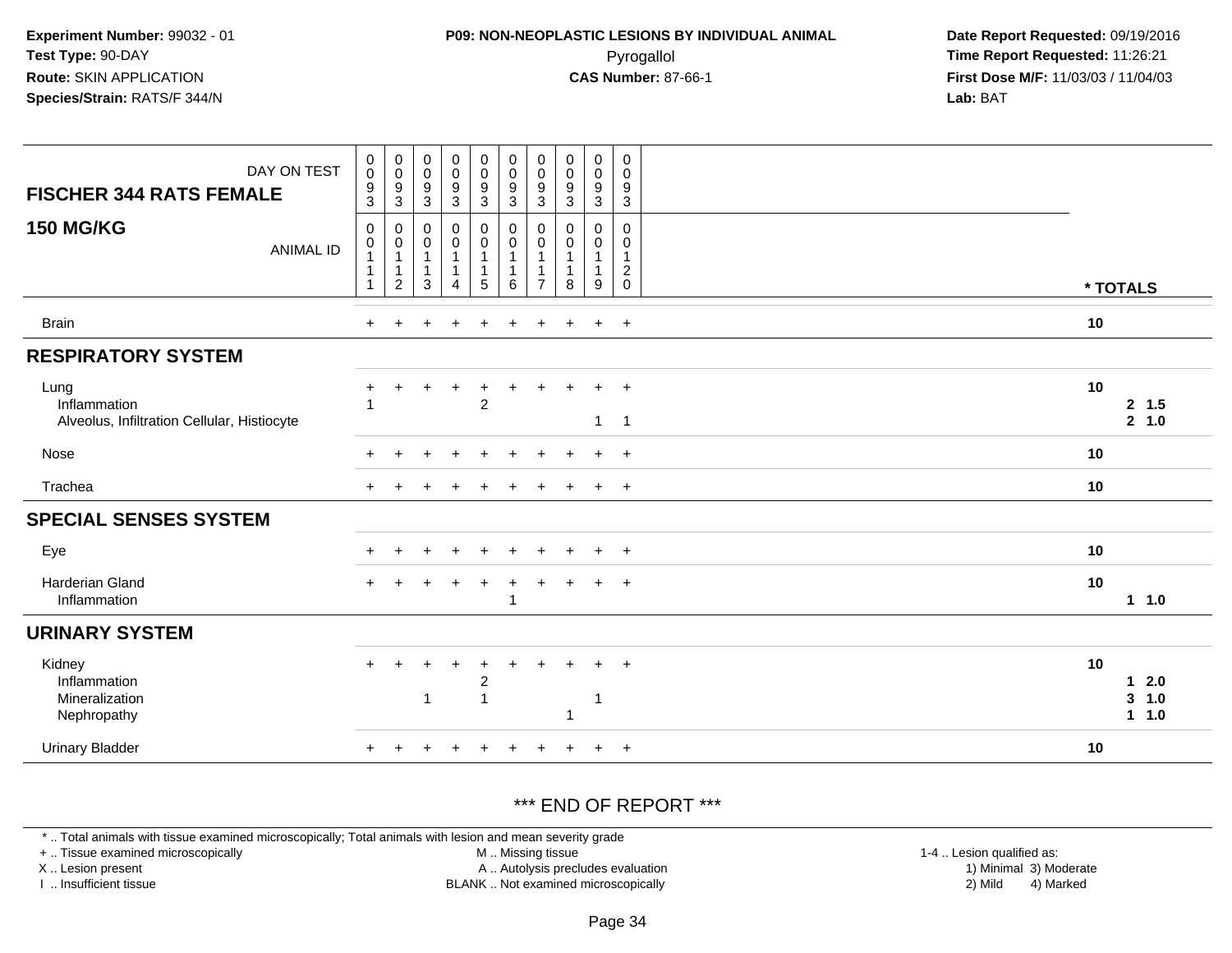**Experiment Number:** 99032 - 01
**Test Type:** 90-DAY
**Route:** SKIN APPLICATION
**Species/Strain:** RATS/F 344/N

**P09: NON-NEOPLASTIC LESIONS BY INDIVIDUAL ANIMAL**
Pyrogallol
**CAS Number:** 87-66-1

**Date Report Requested:** 09/19/2016
**Time Report Requested:** 11:26:21
**First Dose M/F:** 11/03/03 / 11/04/03
**Lab:** BAT

**FISCHER 344 RATS FEMALE**
**150 MG/KG**

| DAY ON TEST | 0093 | 0093 | 0093 | 0093 | 0093 | 0093 | 0093 | 0093 | 0093 | 0093 | |
|---|---|---|---|---|---|---|---|---|---|---|---|
| ANIMAL ID | 00111 | 00112 | 00113 | 00114 | 00115 | 00116 | 00117 | 00118 | 00119 | 00120 | * TOTALS |
| Brain | + | + | + | + | + | + | + | + | + | + | 10 |
| **RESPIRATORY SYSTEM** | | | | | | | | | | | |
| Lung | + | + | + | + | + | + | + | + | + | + | 10 |
| Inflammation | 1 | | | | 2 | | | | | | 2 1.5 |
| Alveolus, Infiltration Cellular, Histiocyte | | | | | | | | | 1 | 1 | 2 1.0 |
| Nose | + | + | + | + | + | + | + | + | + | + | 10 |
| Trachea | + | + | + | + | + | + | + | + | + | + | 10 |
| **SPECIAL SENSES SYSTEM** | | | | | | | | | | | |
| Eye | + | + | + | + | + | + | + | + | + | + | 10 |
| Harderian Gland | + | + | + | + | + | + | + | + | + | + | 10 |
| Inflammation | | | | | | 1 | | | | | 1 1.0 |
| **URINARY SYSTEM** | | | | | | | | | | | |
| Kidney | + | + | + | + | + | + | + | + | + | + | 10 |
| Inflammation | | | | | 2 | | | | | | 1 2.0 |
| Mineralization | | | 1 | | 1 | | | | 1 | | 3 1.0 |
| Nephropathy | | | | | | | | 1 | | | 1 1.0 |
| Urinary Bladder | + | + | + | + | + | + | + | + | + | + | 10 |

*** END OF REPORT ***

* .. Total animals with tissue examined microscopically; Total animals with lesion and mean severity grade
+ .. Tissue examined microscopically
X .. Lesion present
I .. Insufficient tissue
M .. Missing tissue
A .. Autolysis precludes evaluation
BLANK .. Not examined microscopically
1-4 .. Lesion qualified as:
1) Minimal 3) Moderate
2) Mild 4) Marked